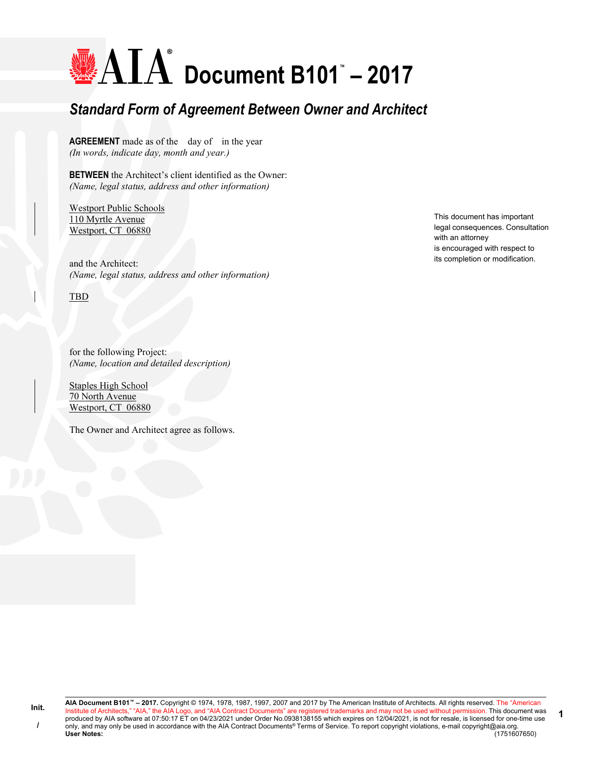# AIA Document B101™ – 2017

## *Standard Form of Agreement Between Owner and Architect*

**AGREEMENT** made as of the day of in the year
*(In words, indicate day, month and year.)*

**BETWEEN** the Architect's client identified as the Owner:
*(Name, legal status, address and other information)*

Westport Public Schools
110 Myrtle Avenue
Westport, CT 06880

and the Architect:
*(Name, legal status, address and other information)*

TBD

for the following Project:
*(Name, location and detailed description)*

Staples High School
70 North Avenue
Westport, CT 06880

The Owner and Architect agree as follows.

This document has important legal consequences. Consultation with an attorney is encouraged with respect to its completion or modification.

Init.

/

**AIA Document B101™ – 2017.** Copyright © 1974, 1978, 1987, 1997, 2007 and 2017 by The American Institute of Architects. All rights reserved. The "American Institute of Architects," "AIA," the AIA Logo, and "AIA Contract Documents" are registered trademarks and may not be used without permission. This document was produced by AIA software at 07:50:17 ET on 04/23/2021 under Order No.0938138155 which expires on 12/04/2021, is not for resale, is licensed for one-time use only, and may only be used in accordance with the AIA Contract Documents® Terms of Service. To report copyright violations, e-mail copyright@aia.org.
**User Notes:** (1751607650)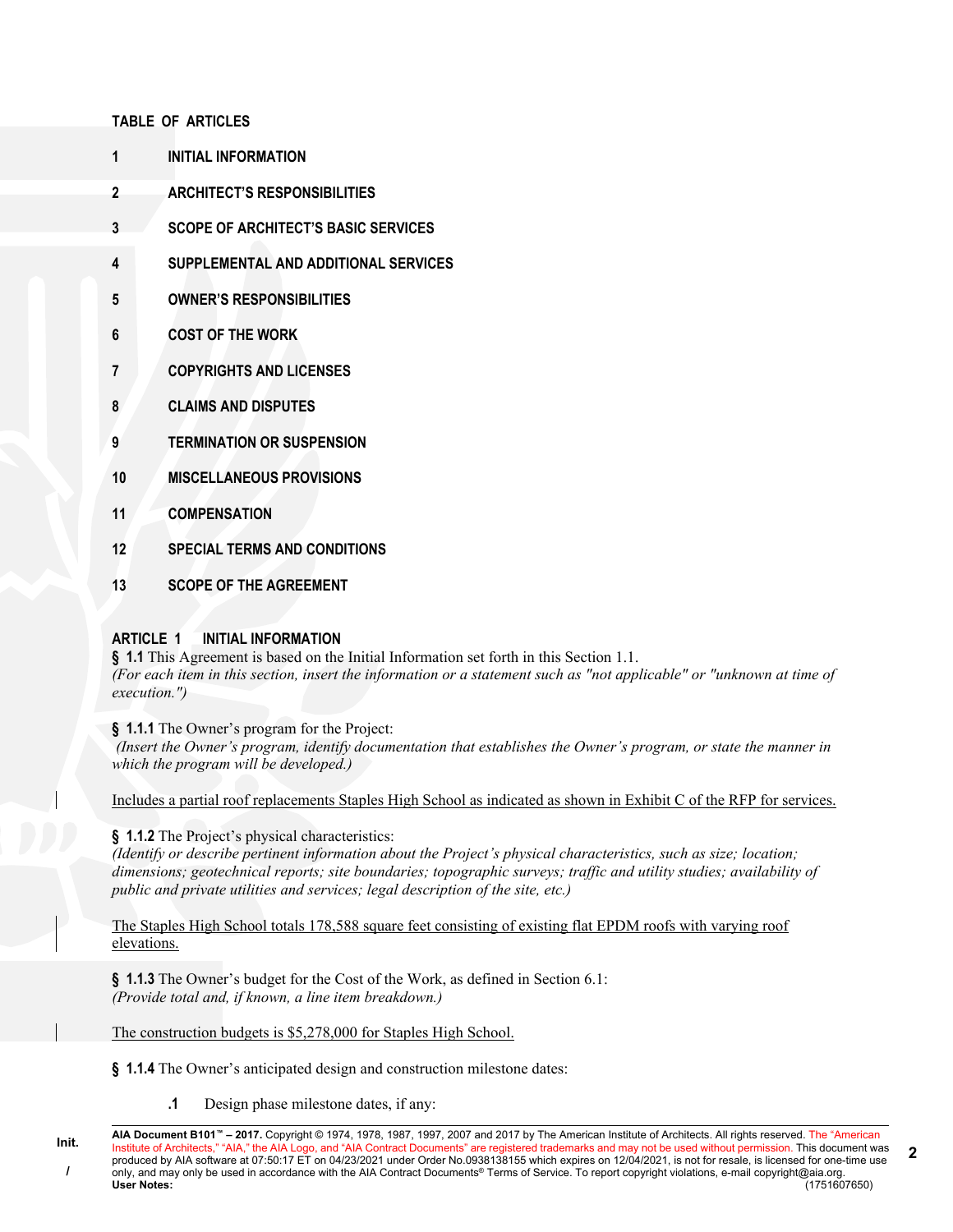**TABLE OF ARTICLES**

**1 INITIAL INFORMATION**

**2 ARCHITECT'S RESPONSIBILITIES**

**3 SCOPE OF ARCHITECT'S BASIC SERVICES**

**4 SUPPLEMENTAL AND ADDITIONAL SERVICES**

**5 OWNER'S RESPONSIBILITIES**

**6 COST OF THE WORK**

**7 COPYRIGHTS AND LICENSES**

**8 CLAIMS AND DISPUTES**

**9 TERMINATION OR SUSPENSION**

**10 MISCELLANEOUS PROVISIONS**

**11 COMPENSATION**

**12 SPECIAL TERMS AND CONDITIONS**

**13 SCOPE OF THE AGREEMENT**

## ARTICLE 1 INITIAL INFORMATION

**§ 1.1** This Agreement is based on the Initial Information set forth in this Section 1.1.
*(For each item in this section, insert the information or a statement such as "not applicable" or "unknown at time of execution.")*

**§ 1.1.1** The Owner's program for the Project:
*(Insert the Owner's program, identify documentation that establishes the Owner's program, or state the manner in which the program will be developed.)*

Includes a partial roof replacements Staples High School as indicated as shown in Exhibit C of the RFP for services.

**§ 1.1.2** The Project's physical characteristics:
*(Identify or describe pertinent information about the Project's physical characteristics, such as size; location; dimensions; geotechnical reports; site boundaries; topographic surveys; traffic and utility studies; availability of public and private utilities and services; legal description of the site, etc.)*

The Staples High School totals 178,588 square feet consisting of existing flat EPDM roofs with varying roof elevations.

**§ 1.1.3** The Owner's budget for the Cost of the Work, as defined in Section 6.1:
*(Provide total and, if known, a line item breakdown.)*

The construction budgets is $5,278,000 for Staples High School.

**§ 1.1.4** The Owner's anticipated design and construction milestone dates:

**.1** Design phase milestone dates, if any: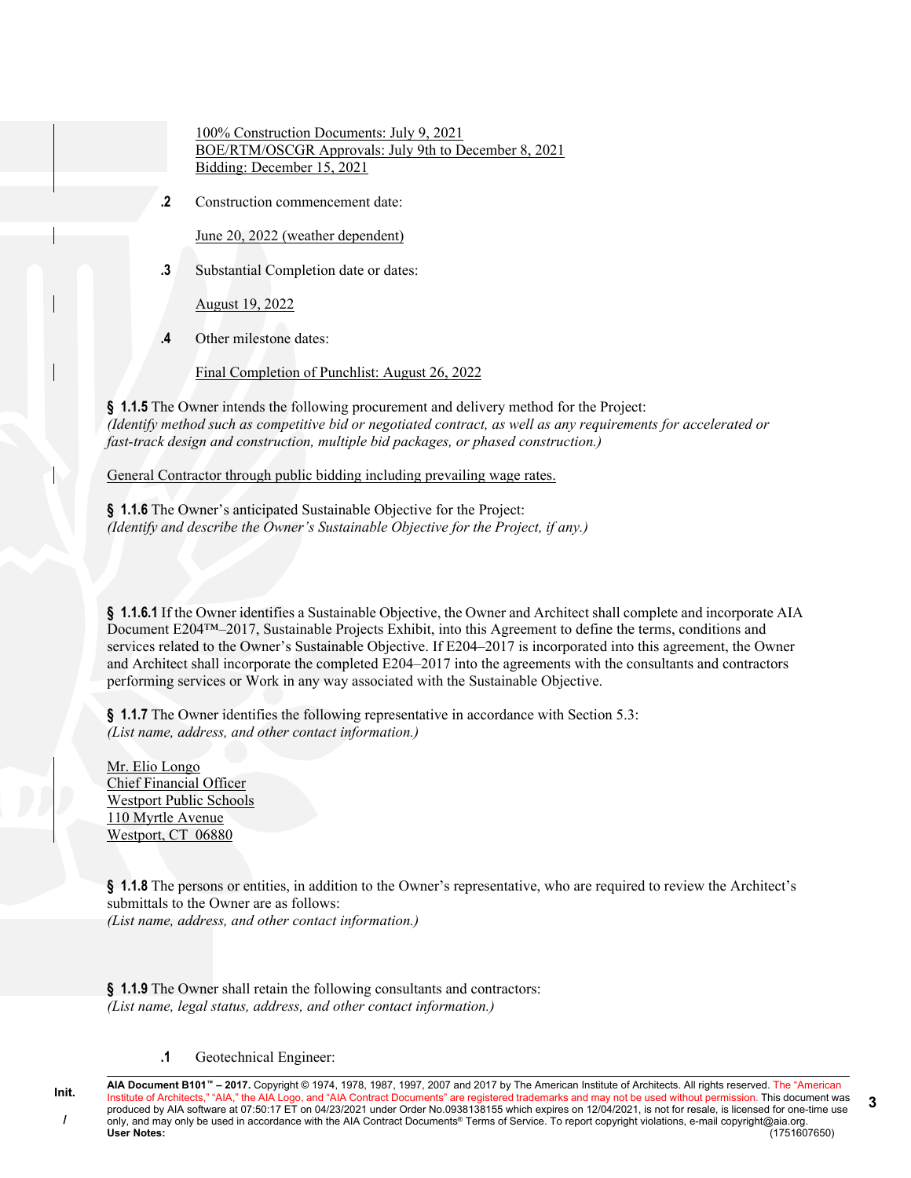100% Construction Documents: July 9, 2021
BOE/RTM/OSCGR Approvals: July 9th to December 8, 2021
Bidding: December 15, 2021

**.2** Construction commencement date:

June 20, 2022 (weather dependent)

**.3** Substantial Completion date or dates:

August 19, 2022

**.4** Other milestone dates:

Final Completion of Punchlist: August 26, 2022

**§ 1.1.5** The Owner intends the following procurement and delivery method for the Project:
*(Identify method such as competitive bid or negotiated contract, as well as any requirements for accelerated or fast-track design and construction, multiple bid packages, or phased construction.)*

General Contractor through public bidding including prevailing wage rates.

**§ 1.1.6** The Owner's anticipated Sustainable Objective for the Project:
*(Identify and describe the Owner's Sustainable Objective for the Project, if any.)*

**§ 1.1.6.1** If the Owner identifies a Sustainable Objective, the Owner and Architect shall complete and incorporate AIA Document E204™–2017, Sustainable Projects Exhibit, into this Agreement to define the terms, conditions and services related to the Owner's Sustainable Objective. If E204–2017 is incorporated into this agreement, the Owner and Architect shall incorporate the completed E204–2017 into the agreements with the consultants and contractors performing services or Work in any way associated with the Sustainable Objective.

**§ 1.1.7** The Owner identifies the following representative in accordance with Section 5.3:
*(List name, address, and other contact information.)*

Mr. Elio Longo
Chief Financial Officer
Westport Public Schools
110 Myrtle Avenue
Westport, CT 06880

**§ 1.1.8** The persons or entities, in addition to the Owner's representative, who are required to review the Architect's submittals to the Owner are as follows:
*(List name, address, and other contact information.)*

**§ 1.1.9** The Owner shall retain the following consultants and contractors:
*(List name, legal status, address, and other contact information.)*

**.1** Geotechnical Engineer: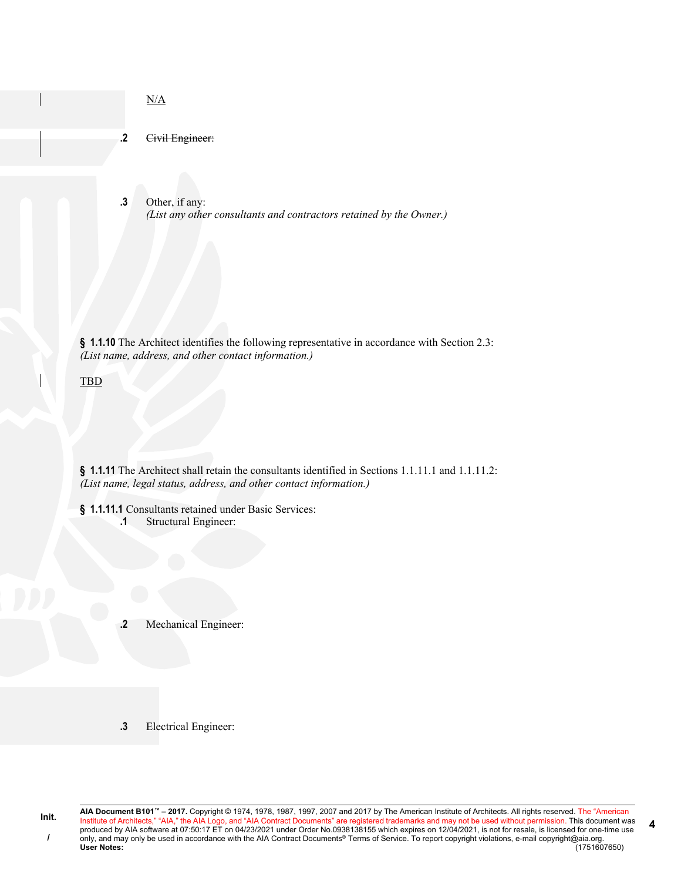N/A

**.2** ~~Civil Engineer:~~

**.3** Other, if any:
*(List any other consultants and contractors retained by the Owner.)*

**§ 1.1.10** The Architect identifies the following representative in accordance with Section 2.3:
*(List name, address, and other contact information.)*

TBD

**§ 1.1.11** The Architect shall retain the consultants identified in Sections 1.1.11.1 and 1.1.11.2:
*(List name, legal status, address, and other contact information.)*

**§ 1.1.11.1** Consultants retained under Basic Services:

**.1** Structural Engineer:

**.2** Mechanical Engineer:

**.3** Electrical Engineer: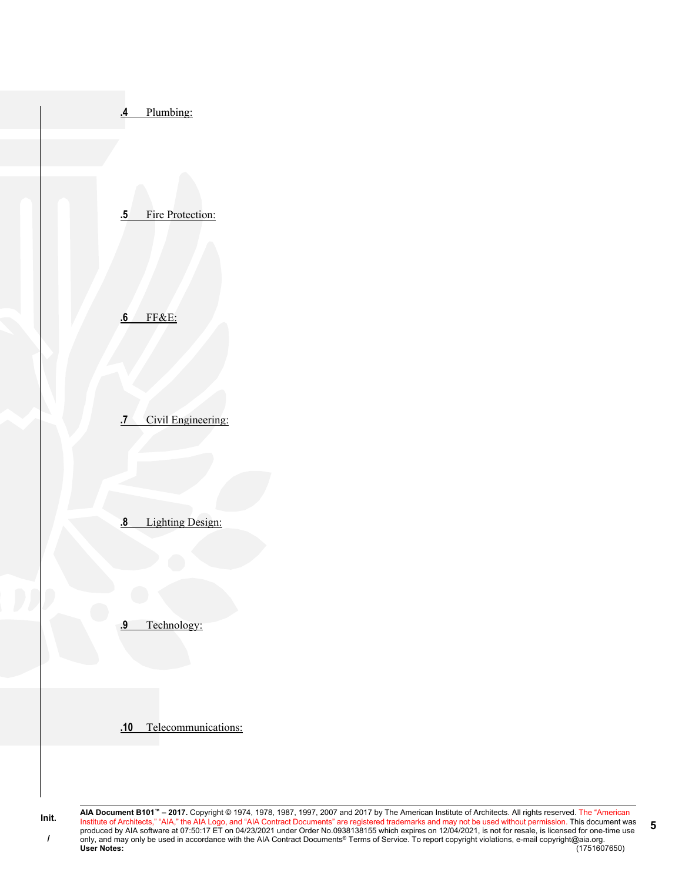**.4** Plumbing:

**.5** Fire Protection:

**.6** FF&E:

**.7** Civil Engineering:

**.8** Lighting Design:

**.9** Technology:

**.10** Telecommunications: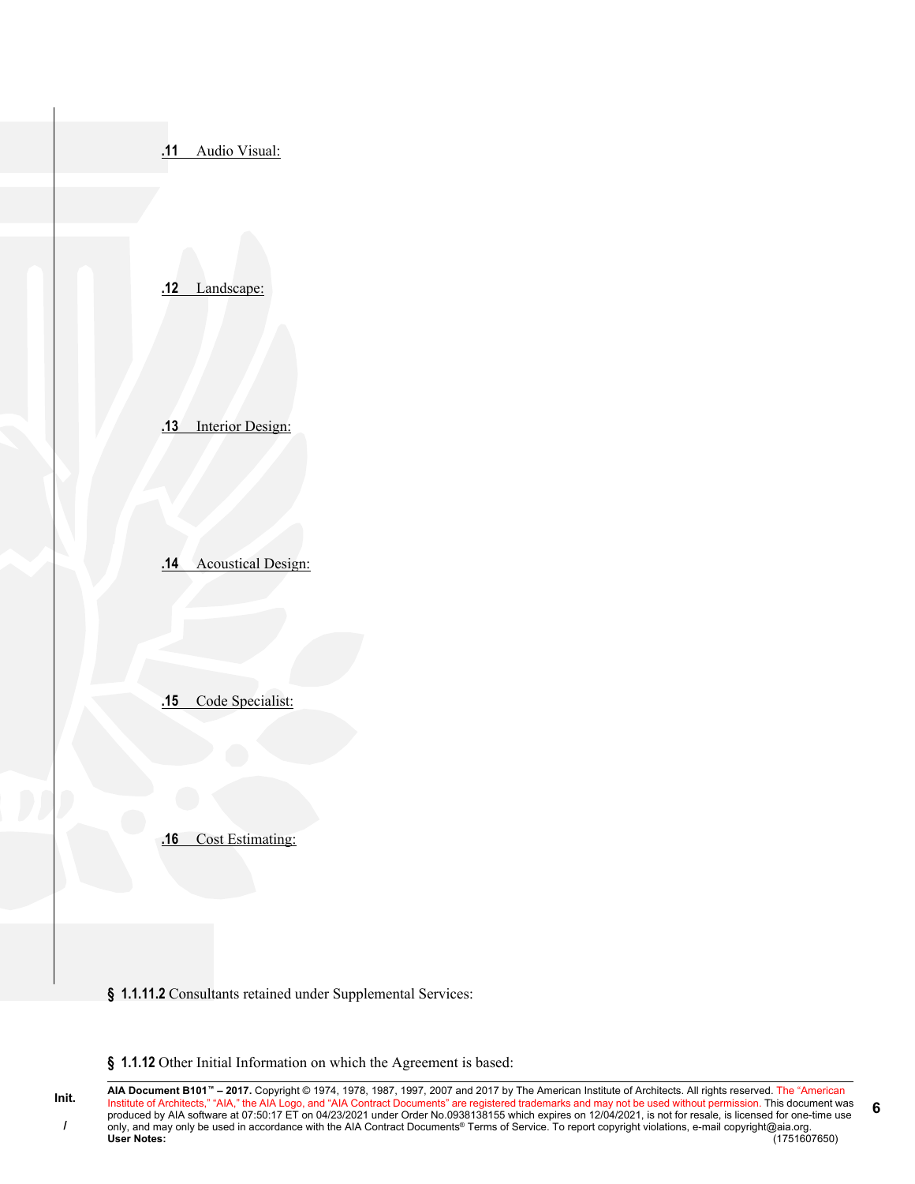**.11** Audio Visual:

**.12** Landscape:

**.13** Interior Design:

**.14** Acoustical Design:

**.15** Code Specialist:

**.16** Cost Estimating:

**§ 1.1.11.2** Consultants retained under Supplemental Services:

**§ 1.1.12** Other Initial Information on which the Agreement is based: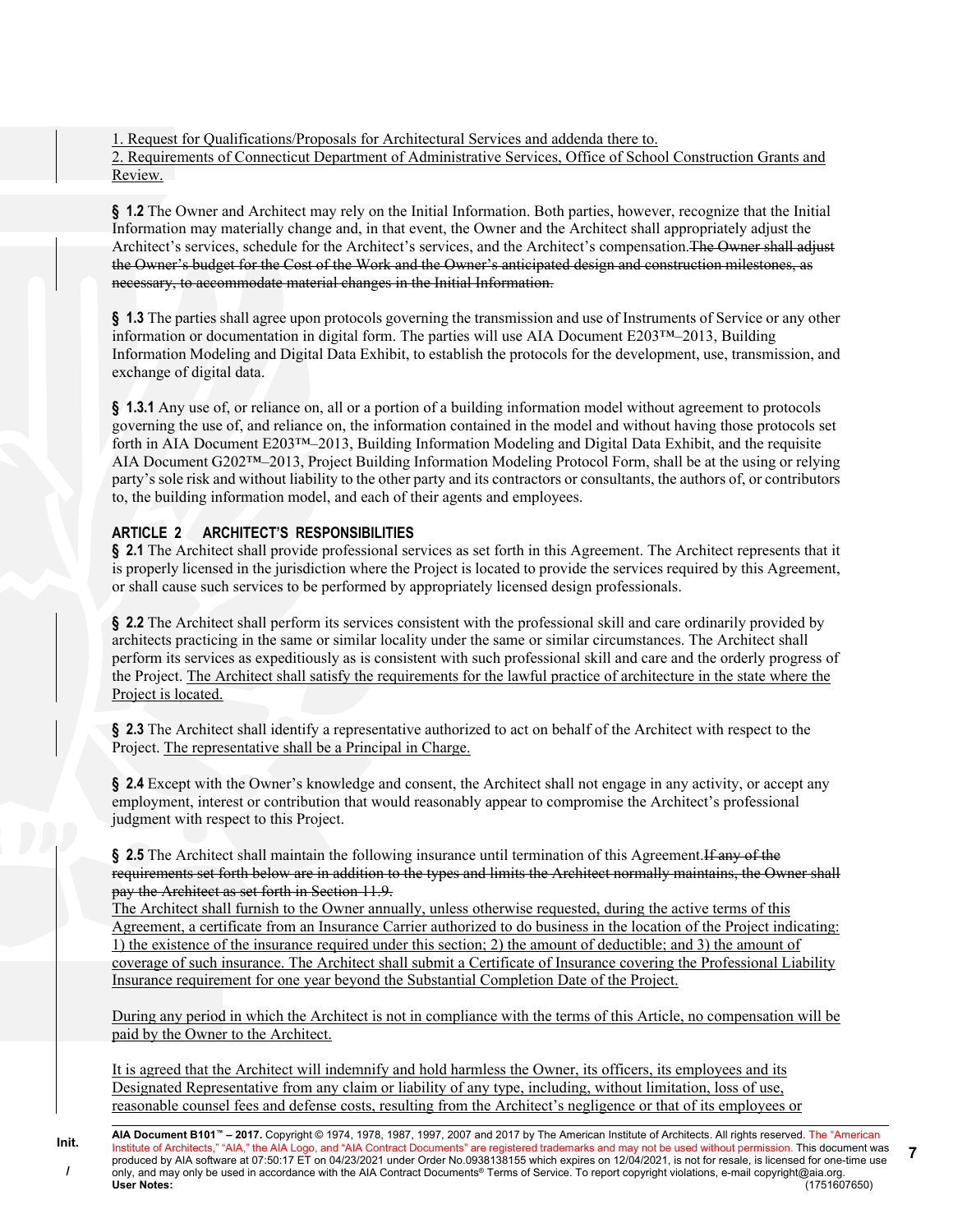1. Request for Qualifications/Proposals for Architectural Services and addenda there to.
2. Requirements of Connecticut Department of Administrative Services, Office of School Construction Grants and Review.

**§ 1.2** The Owner and Architect may rely on the Initial Information. Both parties, however, recognize that the Initial Information may materially change and, in that event, the Owner and the Architect shall appropriately adjust the Architect's services, schedule for the Architect's services, and the Architect's compensation.~~The Owner shall adjust the Owner's budget for the Cost of the Work and the Owner's anticipated design and construction milestones, as necessary, to accommodate material changes in the Initial Information.~~

**§ 1.3** The parties shall agree upon protocols governing the transmission and use of Instruments of Service or any other information or documentation in digital form. The parties will use AIA Document E203™–2013, Building Information Modeling and Digital Data Exhibit, to establish the protocols for the development, use, transmission, and exchange of digital data.

**§ 1.3.1** Any use of, or reliance on, all or a portion of a building information model without agreement to protocols governing the use of, and reliance on, the information contained in the model and without having those protocols set forth in AIA Document E203™–2013, Building Information Modeling and Digital Data Exhibit, and the requisite AIA Document G202™–2013, Project Building Information Modeling Protocol Form, shall be at the using or relying party's sole risk and without liability to the other party and its contractors or consultants, the authors of, or contributors to, the building information model, and each of their agents and employees.

## ARTICLE 2 ARCHITECT'S RESPONSIBILITIES

**§ 2.1** The Architect shall provide professional services as set forth in this Agreement. The Architect represents that it is properly licensed in the jurisdiction where the Project is located to provide the services required by this Agreement, or shall cause such services to be performed by appropriately licensed design professionals.

**§ 2.2** The Architect shall perform its services consistent with the professional skill and care ordinarily provided by architects practicing in the same or similar locality under the same or similar circumstances. The Architect shall perform its services as expeditiously as is consistent with such professional skill and care and the orderly progress of the Project. The Architect shall satisfy the requirements for the lawful practice of architecture in the state where the Project is located.

**§ 2.3** The Architect shall identify a representative authorized to act on behalf of the Architect with respect to the Project. The representative shall be a Principal in Charge.

**§ 2.4** Except with the Owner's knowledge and consent, the Architect shall not engage in any activity, or accept any employment, interest or contribution that would reasonably appear to compromise the Architect's professional judgment with respect to this Project.

**§ 2.5** The Architect shall maintain the following insurance until termination of this Agreement.~~If any of the requirements set forth below are in addition to the types and limits the Architect normally maintains, the Owner shall pay the Architect as set forth in Section 11.9.~~
The Architect shall furnish to the Owner annually, unless otherwise requested, during the active terms of this Agreement, a certificate from an Insurance Carrier authorized to do business in the location of the Project indicating: 1) the existence of the insurance required under this section; 2) the amount of deductible; and 3) the amount of coverage of such insurance. The Architect shall submit a Certificate of Insurance covering the Professional Liability Insurance requirement for one year beyond the Substantial Completion Date of the Project.

During any period in which the Architect is not in compliance with the terms of this Article, no compensation will be paid by the Owner to the Architect.

It is agreed that the Architect will indemnify and hold harmless the Owner, its officers, its employees and its Designated Representative from any claim or liability of any type, including, without limitation, loss of use, reasonable counsel fees and defense costs, resulting from the Architect's negligence or that of its employees or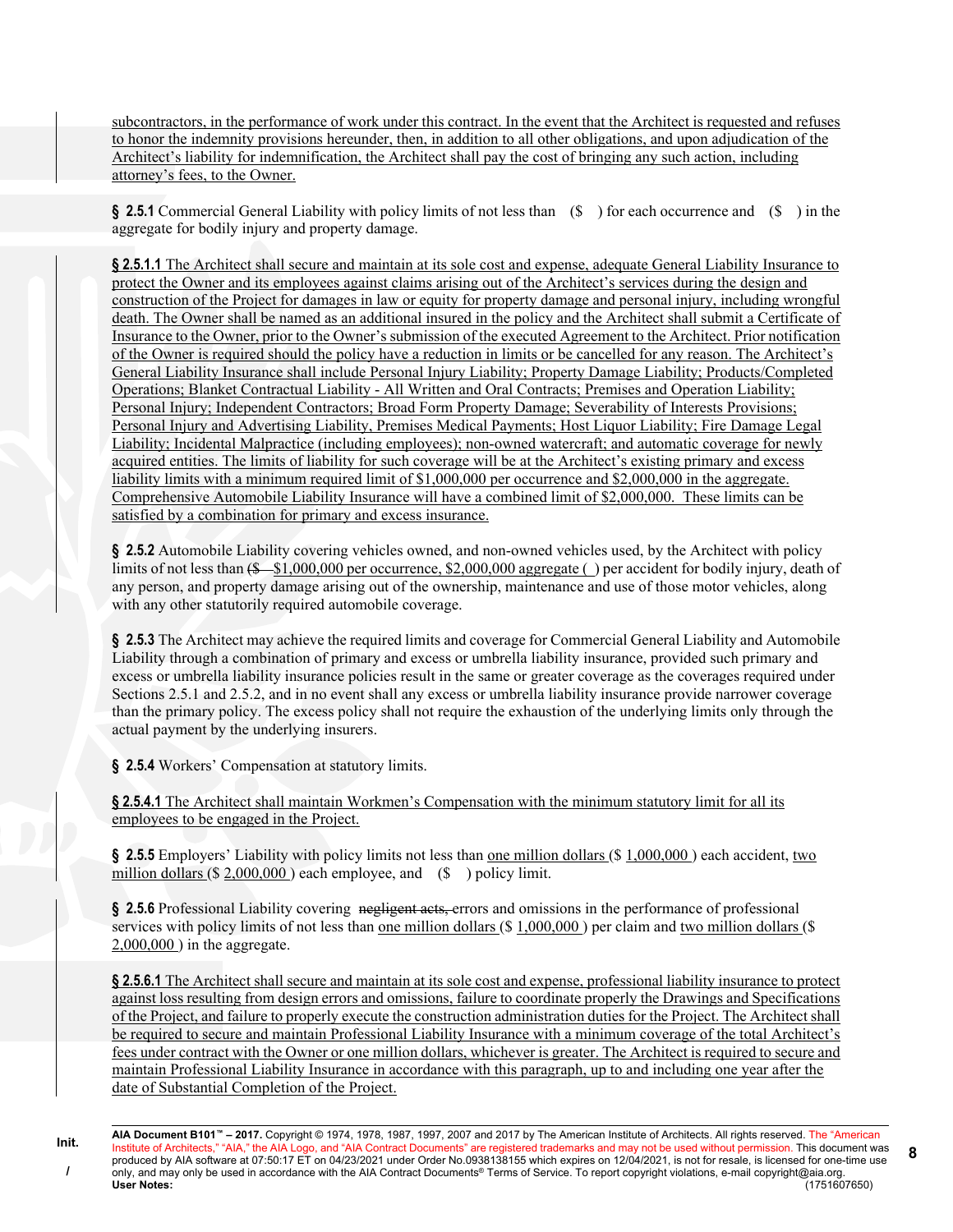subcontractors, in the performance of work under this contract. In the event that the Architect is requested and refuses to honor the indemnity provisions hereunder, then, in addition to all other obligations, and upon adjudication of the Architect's liability for indemnification, the Architect shall pay the cost of bringing any such action, including attorney's fees, to the Owner.

**§ 2.5.1** Commercial General Liability with policy limits of not less than ($ ) for each occurrence and ($ ) in the aggregate for bodily injury and property damage.

**§ 2.5.1.1** The Architect shall secure and maintain at its sole cost and expense, adequate General Liability Insurance to protect the Owner and its employees against claims arising out of the Architect's services during the design and construction of the Project for damages in law or equity for property damage and personal injury, including wrongful death. The Owner shall be named as an additional insured in the policy and the Architect shall submit a Certificate of Insurance to the Owner, prior to the Owner's submission of the executed Agreement to the Architect. Prior notification of the Owner is required should the policy have a reduction in limits or be cancelled for any reason. The Architect's General Liability Insurance shall include Personal Injury Liability; Property Damage Liability; Products/Completed Operations; Blanket Contractual Liability - All Written and Oral Contracts; Premises and Operation Liability; Personal Injury; Independent Contractors; Broad Form Property Damage; Severability of Interests Provisions; Personal Injury and Advertising Liability, Premises Medical Payments; Host Liquor Liability; Fire Damage Legal Liability; Incidental Malpractice (including employees); non-owned watercraft; and automatic coverage for newly acquired entities. The limits of liability for such coverage will be at the Architect's existing primary and excess liability limits with a minimum required limit of $1,000,000 per occurrence and $2,000,000 in the aggregate. Comprehensive Automobile Liability Insurance will have a combined limit of $2,000,000. These limits can be satisfied by a combination for primary and excess insurance.

**§ 2.5.2** Automobile Liability covering vehicles owned, and non-owned vehicles used, by the Architect with policy limits of not less than ~~($~~ $1,000,000 per occurrence, $2,000,000 aggregate ( ) per accident for bodily injury, death of any person, and property damage arising out of the ownership, maintenance and use of those motor vehicles, along with any other statutorily required automobile coverage.

**§ 2.5.3** The Architect may achieve the required limits and coverage for Commercial General Liability and Automobile Liability through a combination of primary and excess or umbrella liability insurance, provided such primary and excess or umbrella liability insurance policies result in the same or greater coverage as the coverages required under Sections 2.5.1 and 2.5.2, and in no event shall any excess or umbrella liability insurance provide narrower coverage than the primary policy. The excess policy shall not require the exhaustion of the underlying limits only through the actual payment by the underlying insurers.

**§ 2.5.4** Workers' Compensation at statutory limits.

**§ 2.5.4.1** The Architect shall maintain Workmen's Compensation with the minimum statutory limit for all its employees to be engaged in the Project.

**§ 2.5.5** Employers' Liability with policy limits not less than one million dollars ($ 1,000,000 ) each accident, two million dollars ($ 2,000,000 ) each employee, and ($ ) policy limit.

**§ 2.5.6** Professional Liability covering ~~negligent acts,~~ errors and omissions in the performance of professional services with policy limits of not less than one million dollars ($ 1,000,000 ) per claim and two million dollars ($ 2,000,000 ) in the aggregate.

**§ 2.5.6.1** The Architect shall secure and maintain at its sole cost and expense, professional liability insurance to protect against loss resulting from design errors and omissions, failure to coordinate properly the Drawings and Specifications of the Project, and failure to properly execute the construction administration duties for the Project. The Architect shall be required to secure and maintain Professional Liability Insurance with a minimum coverage of the total Architect's fees under contract with the Owner or one million dollars, whichever is greater. The Architect is required to secure and maintain Professional Liability Insurance in accordance with this paragraph, up to and including one year after the date of Substantial Completion of the Project.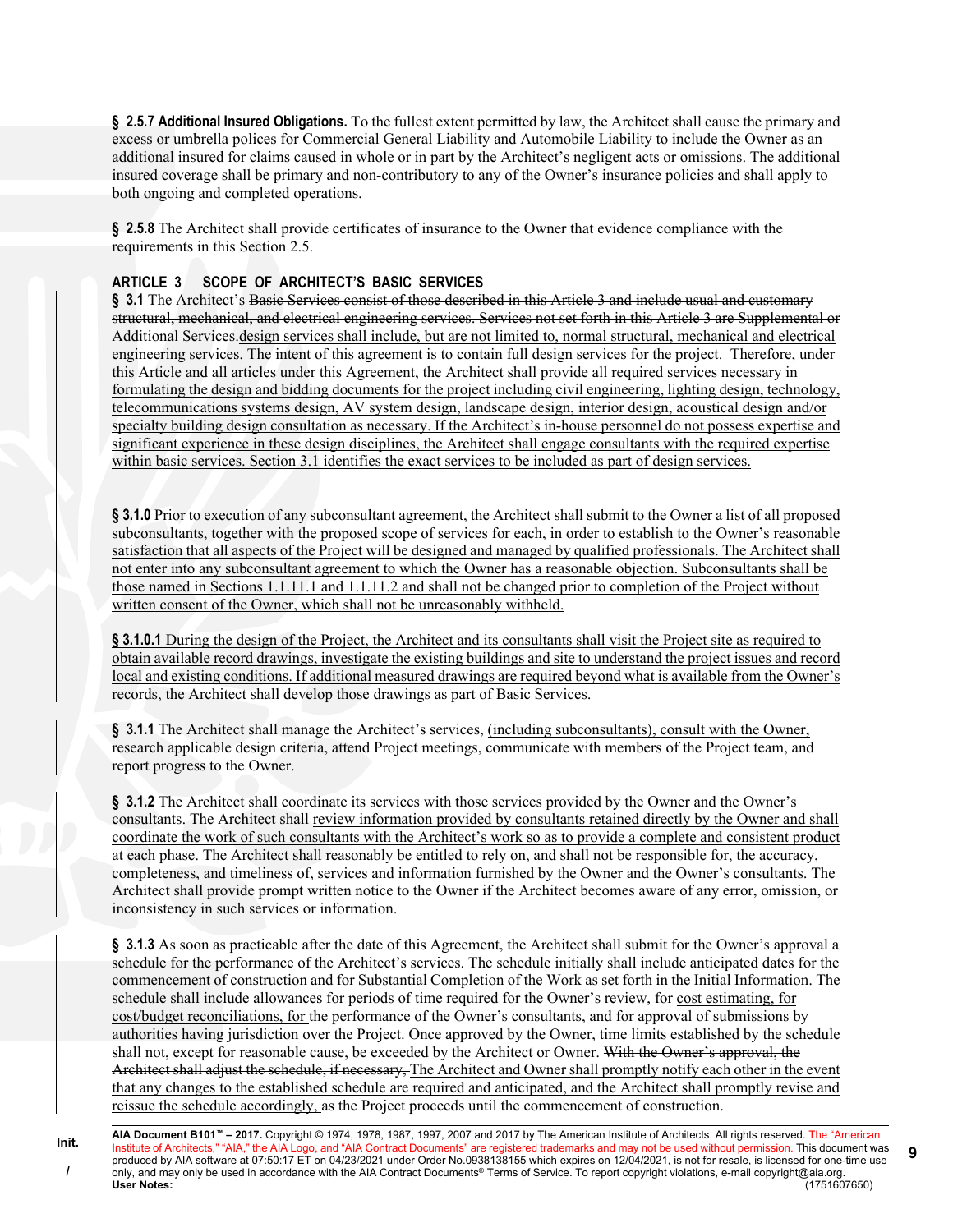**§ 2.5.7 Additional Insured Obligations.** To the fullest extent permitted by law, the Architect shall cause the primary and excess or umbrella polices for Commercial General Liability and Automobile Liability to include the Owner as an additional insured for claims caused in whole or in part by the Architect's negligent acts or omissions. The additional insured coverage shall be primary and non-contributory to any of the Owner's insurance policies and shall apply to both ongoing and completed operations.

**§ 2.5.8** The Architect shall provide certificates of insurance to the Owner that evidence compliance with the requirements in this Section 2.5.

## ARTICLE 3 SCOPE OF ARCHITECT'S BASIC SERVICES

**§ 3.1** The Architect's ~~Basic Services consist of those described in this Article 3 and include usual and customary structural, mechanical, and electrical engineering services. Services not set forth in this Article 3 are Supplemental or Additional Services.~~design services shall include, but are not limited to, normal structural, mechanical and electrical engineering services. The intent of this agreement is to contain full design services for the project. Therefore, under this Article and all articles under this Agreement, the Architect shall provide all required services necessary in formulating the design and bidding documents for the project including civil engineering, lighting design, technology, telecommunications systems design, AV system design, landscape design, interior design, acoustical design and/or specialty building design consultation as necessary. If the Architect's in-house personnel do not possess expertise and significant experience in these design disciplines, the Architect shall engage consultants with the required expertise within basic services. Section 3.1 identifies the exact services to be included as part of design services.

**§ 3.1.0** Prior to execution of any subconsultant agreement, the Architect shall submit to the Owner a list of all proposed subconsultants, together with the proposed scope of services for each, in order to establish to the Owner's reasonable satisfaction that all aspects of the Project will be designed and managed by qualified professionals. The Architect shall not enter into any subconsultant agreement to which the Owner has a reasonable objection. Subconsultants shall be those named in Sections 1.1.11.1 and 1.1.11.2 and shall not be changed prior to completion of the Project without written consent of the Owner, which shall not be unreasonably withheld.

**§ 3.1.0.1** During the design of the Project, the Architect and its consultants shall visit the Project site as required to obtain available record drawings, investigate the existing buildings and site to understand the project issues and record local and existing conditions. If additional measured drawings are required beyond what is available from the Owner's records, the Architect shall develop those drawings as part of Basic Services.

**§ 3.1.1** The Architect shall manage the Architect's services, (including subconsultants), consult with the Owner, research applicable design criteria, attend Project meetings, communicate with members of the Project team, and report progress to the Owner.

**§ 3.1.2** The Architect shall coordinate its services with those services provided by the Owner and the Owner's consultants. The Architect shall review information provided by consultants retained directly by the Owner and shall coordinate the work of such consultants with the Architect's work so as to provide a complete and consistent product at each phase. The Architect shall reasonably be entitled to rely on, and shall not be responsible for, the accuracy, completeness, and timeliness of, services and information furnished by the Owner and the Owner's consultants. The Architect shall provide prompt written notice to the Owner if the Architect becomes aware of any error, omission, or inconsistency in such services or information.

**§ 3.1.3** As soon as practicable after the date of this Agreement, the Architect shall submit for the Owner's approval a schedule for the performance of the Architect's services. The schedule initially shall include anticipated dates for the commencement of construction and for Substantial Completion of the Work as set forth in the Initial Information. The schedule shall include allowances for periods of time required for the Owner's review, for cost estimating, for cost/budget reconciliations, for the performance of the Owner's consultants, and for approval of submissions by authorities having jurisdiction over the Project. Once approved by the Owner, time limits established by the schedule shall not, except for reasonable cause, be exceeded by the Architect or Owner. ~~With the Owner's approval, the Architect shall adjust the schedule, if necessary,~~ The Architect and Owner shall promptly notify each other in the event that any changes to the established schedule are required and anticipated, and the Architect shall promptly revise and reissue the schedule accordingly, as the Project proceeds until the commencement of construction.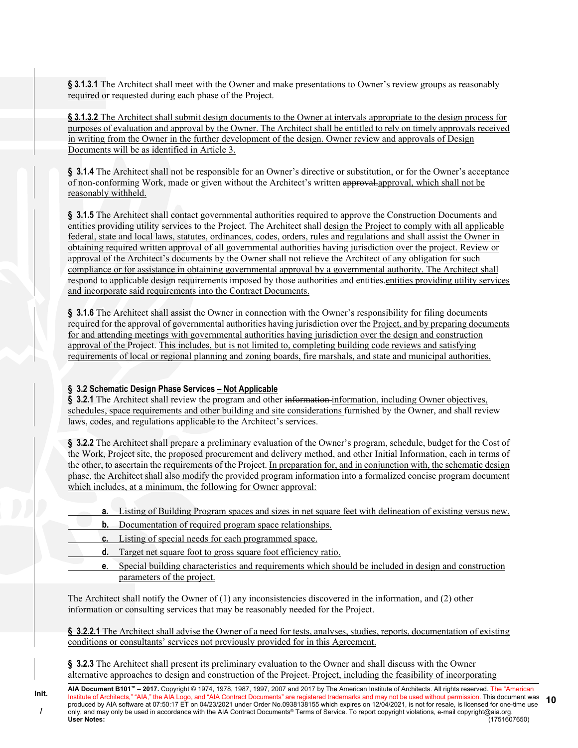**§ 3.1.3.1** The Architect shall meet with the Owner and make presentations to Owner's review groups as reasonably required or requested during each phase of the Project.

**§ 3.1.3.2** The Architect shall submit design documents to the Owner at intervals appropriate to the design process for purposes of evaluation and approval by the Owner. The Architect shall be entitled to rely on timely approvals received in writing from the Owner in the further development of the design. Owner review and approvals of Design Documents will be as identified in Article 3.

**§ 3.1.4** The Architect shall not be responsible for an Owner's directive or substitution, or for the Owner's acceptance of non-conforming Work, made or given without the Architect's written ~~approval.~~approval, which shall not be reasonably withheld.

**§ 3.1.5** The Architect shall contact governmental authorities required to approve the Construction Documents and entities providing utility services to the Project. The Architect shall design the Project to comply with all applicable federal, state and local laws, statutes, ordinances, codes, orders, rules and regulations and shall assist the Owner in obtaining required written approval of all governmental authorities having jurisdiction over the project. Review or approval of the Architect's documents by the Owner shall not relieve the Architect of any obligation for such compliance or for assistance in obtaining governmental approval by a governmental authority. The Architect shall respond to applicable design requirements imposed by those authorities and ~~entities.~~entities providing utility services and incorporate said requirements into the Contract Documents.

**§ 3.1.6** The Architect shall assist the Owner in connection with the Owner's responsibility for filing documents required for the approval of governmental authorities having jurisdiction over the Project, and by preparing documents for and attending meetings with governmental authorities having jurisdiction over the design and construction approval of the Project. This includes, but is not limited to, completing building code reviews and satisfying requirements of local or regional planning and zoning boards, fire marshals, and state and municipal authorities.

### § 3.2 Schematic Design Phase Services – Not Applicable

**§ 3.2.1** The Architect shall review the program and other ~~information~~ information, including Owner objectives, schedules, space requirements and other building and site considerations furnished by the Owner, and shall review laws, codes, and regulations applicable to the Architect's services.

**§ 3.2.2** The Architect shall prepare a preliminary evaluation of the Owner's program, schedule, budget for the Cost of the Work, Project site, the proposed procurement and delivery method, and other Initial Information, each in terms of the other, to ascertain the requirements of the Project. In preparation for, and in conjunction with, the schematic design phase, the Architect shall also modify the provided program information into a formalized concise program document which includes, at a minimum, the following for Owner approval:

- **a.** Listing of Building Program spaces and sizes in net square feet with delineation of existing versus new.
- **b.** Documentation of required program space relationships.
- **c.** Listing of special needs for each programmed space.
- **d.** Target net square foot to gross square foot efficiency ratio.
- **e**. Special building characteristics and requirements which should be included in design and construction parameters of the project.

The Architect shall notify the Owner of (1) any inconsistencies discovered in the information, and (2) other information or consulting services that may be reasonably needed for the Project.

**§ 3.2.2.1** The Architect shall advise the Owner of a need for tests, analyses, studies, reports, documentation of existing conditions or consultants' services not previously provided for in this Agreement.

**§ 3.2.3** The Architect shall present its preliminary evaluation to the Owner and shall discuss with the Owner alternative approaches to design and construction of the ~~Project.~~ Project, including the feasibility of incorporating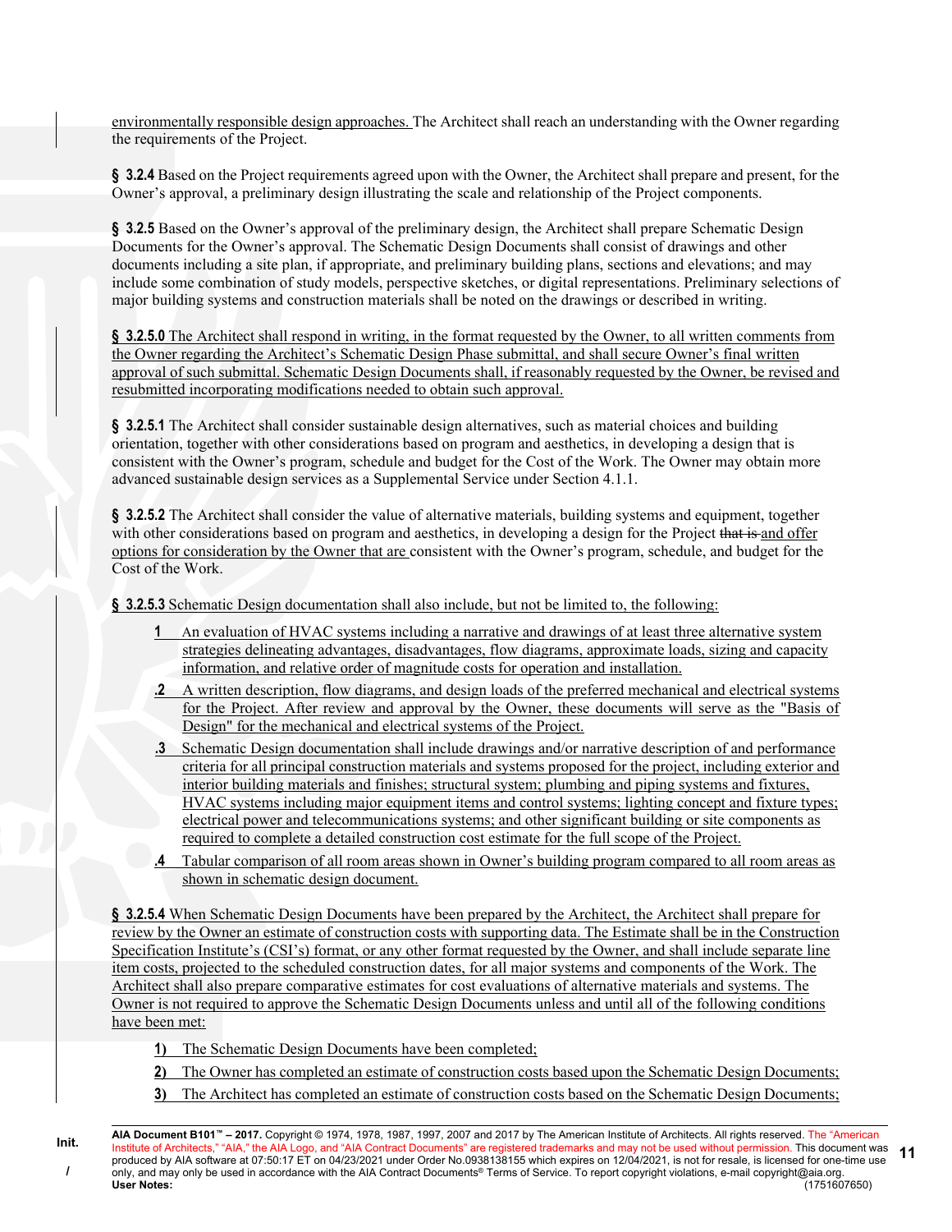environmentally responsible design approaches. The Architect shall reach an understanding with the Owner regarding the requirements of the Project.

**§ 3.2.4** Based on the Project requirements agreed upon with the Owner, the Architect shall prepare and present, for the Owner's approval, a preliminary design illustrating the scale and relationship of the Project components.

**§ 3.2.5** Based on the Owner's approval of the preliminary design, the Architect shall prepare Schematic Design Documents for the Owner's approval. The Schematic Design Documents shall consist of drawings and other documents including a site plan, if appropriate, and preliminary building plans, sections and elevations; and may include some combination of study models, perspective sketches, or digital representations. Preliminary selections of major building systems and construction materials shall be noted on the drawings or described in writing.

**§ 3.2.5.0** The Architect shall respond in writing, in the format requested by the Owner, to all written comments from the Owner regarding the Architect's Schematic Design Phase submittal, and shall secure Owner's final written approval of such submittal. Schematic Design Documents shall, if reasonably requested by the Owner, be revised and resubmitted incorporating modifications needed to obtain such approval.

**§ 3.2.5.1** The Architect shall consider sustainable design alternatives, such as material choices and building orientation, together with other considerations based on program and aesthetics, in developing a design that is consistent with the Owner's program, schedule and budget for the Cost of the Work. The Owner may obtain more advanced sustainable design services as a Supplemental Service under Section 4.1.1.

**§ 3.2.5.2** The Architect shall consider the value of alternative materials, building systems and equipment, together with other considerations based on program and aesthetics, in developing a design for the Project ~~that is~~ and offer options for consideration by the Owner that are consistent with the Owner's program, schedule, and budget for the Cost of the Work.

**§ 3.2.5.3** Schematic Design documentation shall also include, but not be limited to, the following:

**1** An evaluation of HVAC systems including a narrative and drawings of at least three alternative system strategies delineating advantages, disadvantages, flow diagrams, approximate loads, sizing and capacity information, and relative order of magnitude costs for operation and installation.

**.2** A written description, flow diagrams, and design loads of the preferred mechanical and electrical systems for the Project. After review and approval by the Owner, these documents will serve as the "Basis of Design" for the mechanical and electrical systems of the Project.

**.3** Schematic Design documentation shall include drawings and/or narrative description of and performance criteria for all principal construction materials and systems proposed for the project, including exterior and interior building materials and finishes; structural system; plumbing and piping systems and fixtures, HVAC systems including major equipment items and control systems; lighting concept and fixture types; electrical power and telecommunications systems; and other significant building or site components as required to complete a detailed construction cost estimate for the full scope of the Project.

**.4** Tabular comparison of all room areas shown in Owner's building program compared to all room areas as shown in schematic design document.

**§ 3.2.5.4** When Schematic Design Documents have been prepared by the Architect, the Architect shall prepare for review by the Owner an estimate of construction costs with supporting data. The Estimate shall be in the Construction Specification Institute's (CSI's) format, or any other format requested by the Owner, and shall include separate line item costs, projected to the scheduled construction dates, for all major systems and components of the Work. The Architect shall also prepare comparative estimates for cost evaluations of alternative materials and systems. The Owner is not required to approve the Schematic Design Documents unless and until all of the following conditions have been met:

**1)** The Schematic Design Documents have been completed;

**2)** The Owner has completed an estimate of construction costs based upon the Schematic Design Documents;

**3)** The Architect has completed an estimate of construction costs based on the Schematic Design Documents;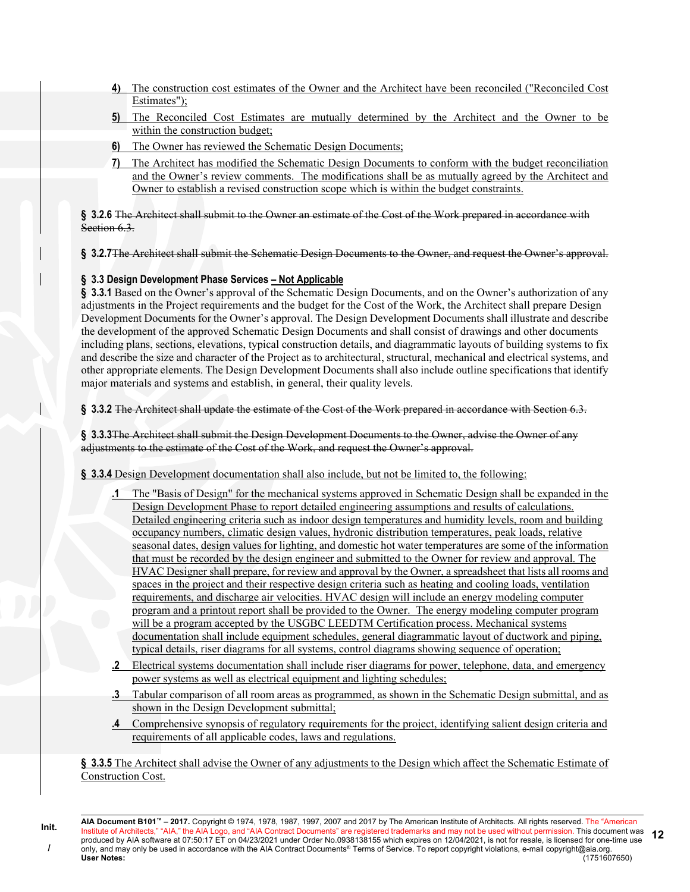4) The construction cost estimates of the Owner and the Architect have been reconciled ("Reconciled Cost Estimates");

5) The Reconciled Cost Estimates are mutually determined by the Architect and the Owner to be within the construction budget;

6) The Owner has reviewed the Schematic Design Documents;

7) The Architect has modified the Schematic Design Documents to conform with the budget reconciliation and the Owner's review comments. The modifications shall be as mutually agreed by the Architect and Owner to establish a revised construction scope which is within the budget constraints.

**§ 3.2.6** ~~The Architect shall submit to the Owner an estimate of the Cost of the Work prepared in accordance with Section 6.3.~~

**§ 3.2.7** ~~The Architect shall submit the Schematic Design Documents to the Owner, and request the Owner's approval.~~

**§ 3.3 Design Development Phase Services – Not Applicable**

**§ 3.3.1** Based on the Owner's approval of the Schematic Design Documents, and on the Owner's authorization of any adjustments in the Project requirements and the budget for the Cost of the Work, the Architect shall prepare Design Development Documents for the Owner's approval. The Design Development Documents shall illustrate and describe the development of the approved Schematic Design Documents and shall consist of drawings and other documents including plans, sections, elevations, typical construction details, and diagrammatic layouts of building systems to fix and describe the size and character of the Project as to architectural, structural, mechanical and electrical systems, and other appropriate elements. The Design Development Documents shall also include outline specifications that identify major materials and systems and establish, in general, their quality levels.

**§ 3.3.2** ~~The Architect shall update the estimate of the Cost of the Work prepared in accordance with Section 6.3.~~

**§ 3.3.3** ~~The Architect shall submit the Design Development Documents to the Owner, advise the Owner of any adjustments to the estimate of the Cost of the Work, and request the Owner's approval.~~

**§ 3.3.4** Design Development documentation shall also include, but not be limited to, the following:

**.1** The "Basis of Design" for the mechanical systems approved in Schematic Design shall be expanded in the Design Development Phase to report detailed engineering assumptions and results of calculations. Detailed engineering criteria such as indoor design temperatures and humidity levels, room and building occupancy numbers, climatic design values, hydronic distribution temperatures, peak loads, relative seasonal dates, design values for lighting, and domestic hot water temperatures are some of the information that must be recorded by the design engineer and submitted to the Owner for review and approval. The HVAC Designer shall prepare, for review and approval by the Owner, a spreadsheet that lists all rooms and spaces in the project and their respective design criteria such as heating and cooling loads, ventilation requirements, and discharge air velocities. HVAC design will include an energy modeling computer program and a printout report shall be provided to the Owner. The energy modeling computer program will be a program accepted by the USGBC LEEDTM Certification process. Mechanical systems documentation shall include equipment schedules, general diagrammatic layout of ductwork and piping, typical details, riser diagrams for all systems, control diagrams showing sequence of operation;

**.2** Electrical systems documentation shall include riser diagrams for power, telephone, data, and emergency power systems as well as electrical equipment and lighting schedules;

**.3** Tabular comparison of all room areas as programmed, as shown in the Schematic Design submittal, and as shown in the Design Development submittal;

**.4** Comprehensive synopsis of regulatory requirements for the project, identifying salient design criteria and requirements of all applicable codes, laws and regulations.

**§ 3.3.5** The Architect shall advise the Owner of any adjustments to the Design which affect the Schematic Estimate of Construction Cost.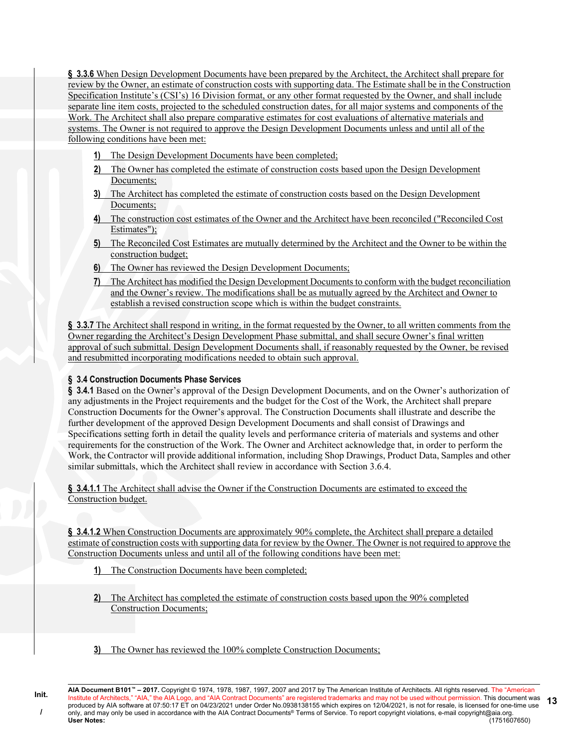**§ 3.3.6** When Design Development Documents have been prepared by the Architect, the Architect shall prepare for review by the Owner, an estimate of construction costs with supporting data. The Estimate shall be in the Construction Specification Institute's (CSI's) 16 Division format, or any other format requested by the Owner, and shall include separate line item costs, projected to the scheduled construction dates, for all major systems and components of the Work. The Architect shall also prepare comparative estimates for cost evaluations of alternative materials and systems. The Owner is not required to approve the Design Development Documents unless and until all of the following conditions have been met:

1) The Design Development Documents have been completed;
2) The Owner has completed the estimate of construction costs based upon the Design Development Documents;
3) The Architect has completed the estimate of construction costs based on the Design Development Documents;
4) The construction cost estimates of the Owner and the Architect have been reconciled ("Reconciled Cost Estimates");
5) The Reconciled Cost Estimates are mutually determined by the Architect and the Owner to be within the construction budget;
6) The Owner has reviewed the Design Development Documents;
7) The Architect has modified the Design Development Documents to conform with the budget reconciliation and the Owner's review. The modifications shall be as mutually agreed by the Architect and Owner to establish a revised construction scope which is within the budget constraints.

**§ 3.3.7** The Architect shall respond in writing, in the format requested by the Owner, to all written comments from the Owner regarding the Architect's Design Development Phase submittal, and shall secure Owner's final written approval of such submittal. Design Development Documents shall, if reasonably requested by the Owner, be revised and resubmitted incorporating modifications needed to obtain such approval.

## § 3.4 Construction Documents Phase Services

**§ 3.4.1** Based on the Owner's approval of the Design Development Documents, and on the Owner's authorization of any adjustments in the Project requirements and the budget for the Cost of the Work, the Architect shall prepare Construction Documents for the Owner's approval. The Construction Documents shall illustrate and describe the further development of the approved Design Development Documents and shall consist of Drawings and Specifications setting forth in detail the quality levels and performance criteria of materials and systems and other requirements for the construction of the Work. The Owner and Architect acknowledge that, in order to perform the Work, the Contractor will provide additional information, including Shop Drawings, Product Data, Samples and other similar submittals, which the Architect shall review in accordance with Section 3.6.4.

**§ 3.4.1.1** The Architect shall advise the Owner if the Construction Documents are estimated to exceed the Construction budget.

**§ 3.4.1.2** When Construction Documents are approximately 90% complete, the Architect shall prepare a detailed estimate of construction costs with supporting data for review by the Owner. The Owner is not required to approve the Construction Documents unless and until all of the following conditions have been met:

1) The Construction Documents have been completed;

2) The Architect has completed the estimate of construction costs based upon the 90% completed Construction Documents;

3) The Owner has reviewed the 100% complete Construction Documents;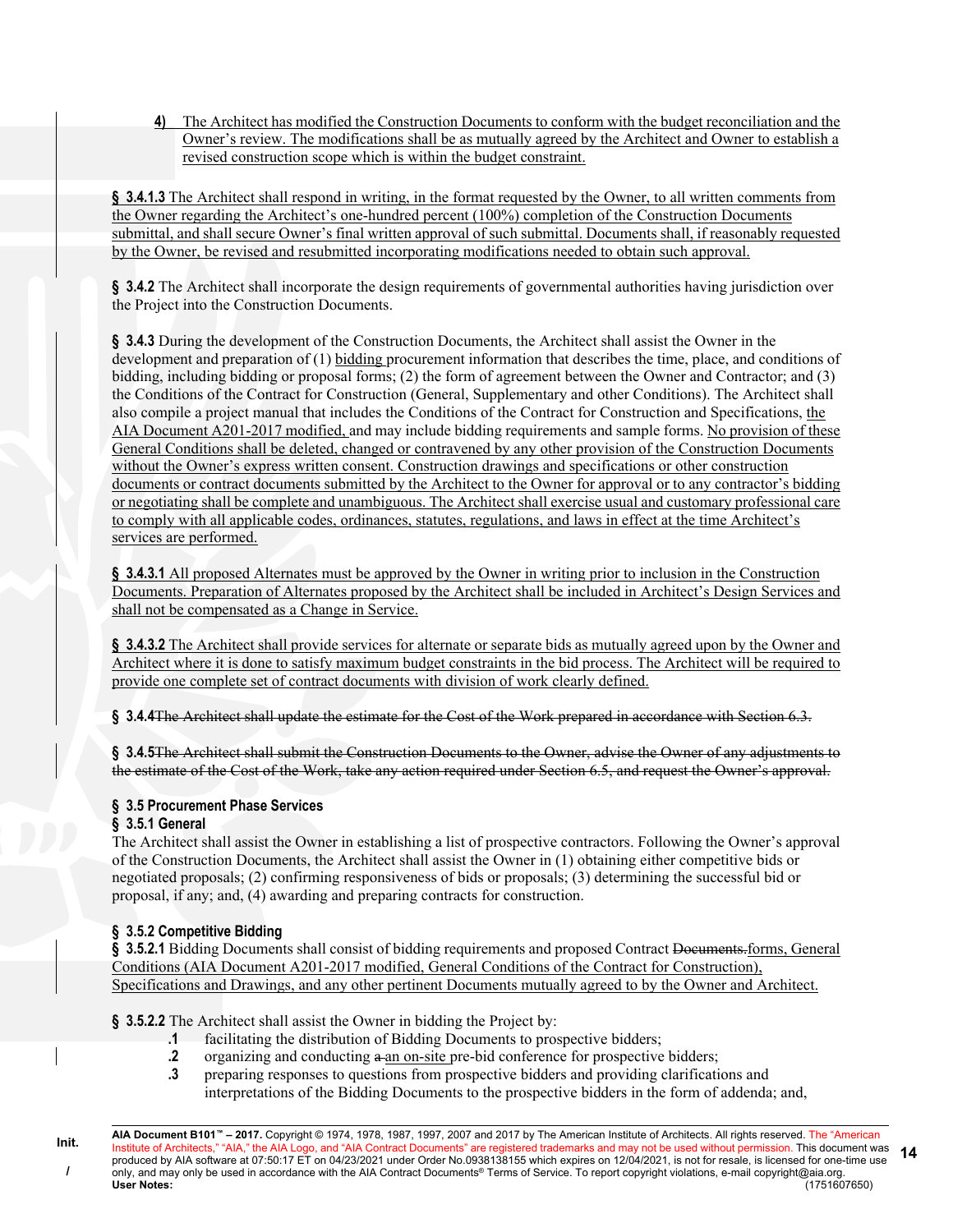**4)** The Architect has modified the Construction Documents to conform with the budget reconciliation and the Owner's review. The modifications shall be as mutually agreed by the Architect and Owner to establish a revised construction scope which is within the budget constraint.

**§ 3.4.1.3** The Architect shall respond in writing, in the format requested by the Owner, to all written comments from the Owner regarding the Architect's one-hundred percent (100%) completion of the Construction Documents submittal, and shall secure Owner's final written approval of such submittal. Documents shall, if reasonably requested by the Owner, be revised and resubmitted incorporating modifications needed to obtain such approval.

**§ 3.4.2** The Architect shall incorporate the design requirements of governmental authorities having jurisdiction over the Project into the Construction Documents.

**§ 3.4.3** During the development of the Construction Documents, the Architect shall assist the Owner in the development and preparation of (1) bidding procurement information that describes the time, place, and conditions of bidding, including bidding or proposal forms; (2) the form of agreement between the Owner and Contractor; and (3) the Conditions of the Contract for Construction (General, Supplementary and other Conditions). The Architect shall also compile a project manual that includes the Conditions of the Contract for Construction and Specifications, the AIA Document A201-2017 modified, and may include bidding requirements and sample forms. No provision of these General Conditions shall be deleted, changed or contravened by any other provision of the Construction Documents without the Owner's express written consent. Construction drawings and specifications or other construction documents or contract documents submitted by the Architect to the Owner for approval or to any contractor's bidding or negotiating shall be complete and unambiguous. The Architect shall exercise usual and customary professional care to comply with all applicable codes, ordinances, statutes, regulations, and laws in effect at the time Architect's services are performed.

**§ 3.4.3.1** All proposed Alternates must be approved by the Owner in writing prior to inclusion in the Construction Documents. Preparation of Alternates proposed by the Architect shall be included in Architect's Design Services and shall not be compensated as a Change in Service.

**§ 3.4.3.2** The Architect shall provide services for alternate or separate bids as mutually agreed upon by the Owner and Architect where it is done to satisfy maximum budget constraints in the bid process. The Architect will be required to provide one complete set of contract documents with division of work clearly defined.

**§ 3.4.4** ~~The Architect shall update the estimate for the Cost of the Work prepared in accordance with Section 6.3.~~

**§ 3.4.5** ~~The Architect shall submit the Construction Documents to the Owner, advise the Owner of any adjustments to the estimate of the Cost of the Work, take any action required under Section 6.5, and request the Owner's approval.~~

### § 3.5 Procurement Phase Services

#### § 3.5.1 General

The Architect shall assist the Owner in establishing a list of prospective contractors. Following the Owner's approval of the Construction Documents, the Architect shall assist the Owner in (1) obtaining either competitive bids or negotiated proposals; (2) confirming responsiveness of bids or proposals; (3) determining the successful bid or proposal, if any; and, (4) awarding and preparing contracts for construction.

#### § 3.5.2 Competitive Bidding

**§ 3.5.2.1** Bidding Documents shall consist of bidding requirements and proposed Contract ~~Documents.~~forms, General Conditions (AIA Document A201-2017 modified, General Conditions of the Contract for Construction), Specifications and Drawings, and any other pertinent Documents mutually agreed to by the Owner and Architect.

**§ 3.5.2.2** The Architect shall assist the Owner in bidding the Project by:

- **.1** facilitating the distribution of Bidding Documents to prospective bidders;
- **.2** organizing and conducting ~~a~~ an on-site pre-bid conference for prospective bidders;
- **.3** preparing responses to questions from prospective bidders and providing clarifications and interpretations of the Bidding Documents to the prospective bidders in the form of addenda; and,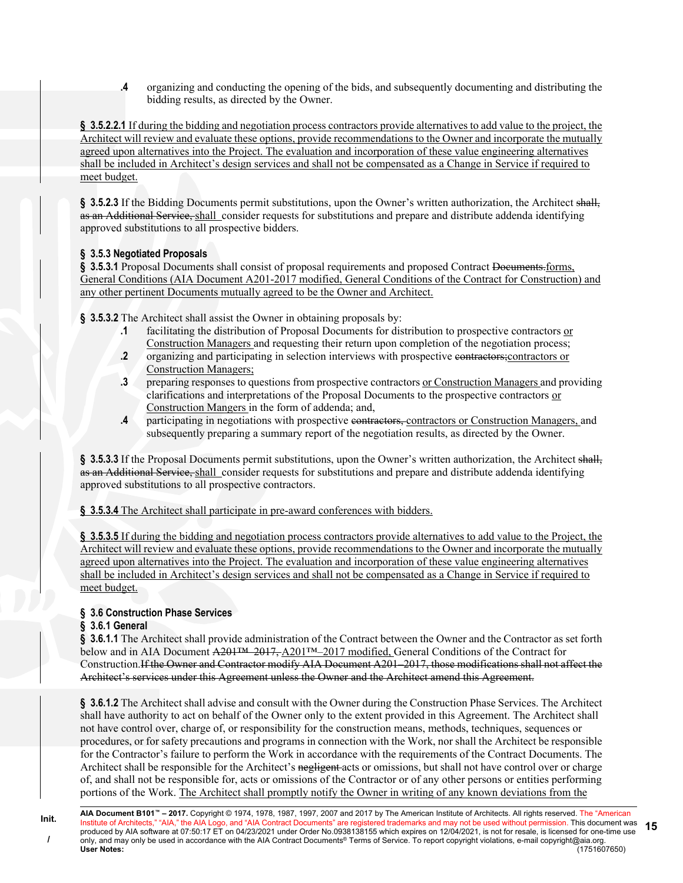**.4** organizing and conducting the opening of the bids, and subsequently documenting and distributing the bidding results, as directed by the Owner.

**§ 3.5.2.2.1** If during the bidding and negotiation process contractors provide alternatives to add value to the project, the Architect will review and evaluate these options, provide recommendations to the Owner and incorporate the mutually agreed upon alternatives into the Project. The evaluation and incorporation of these value engineering alternatives shall be included in Architect's design services and shall not be compensated as a Change in Service if required to meet budget.

**§ 3.5.2.3** If the Bidding Documents permit substitutions, upon the Owner's written authorization, the Architect ~~shall, as an Additional Service,~~ shall consider requests for substitutions and prepare and distribute addenda identifying approved substitutions to all prospective bidders.

**§ 3.5.3 Negotiated Proposals**

**§ 3.5.3.1** Proposal Documents shall consist of proposal requirements and proposed Contract ~~Documents.~~forms, General Conditions (AIA Document A201-2017 modified, General Conditions of the Contract for Construction) and any other pertinent Documents mutually agreed to be the Owner and Architect.

**§ 3.5.3.2** The Architect shall assist the Owner in obtaining proposals by:

**.1** facilitating the distribution of Proposal Documents for distribution to prospective contractors or Construction Managers and requesting their return upon completion of the negotiation process;

**.2** organizing and participating in selection interviews with prospective ~~contractors;~~contractors or Construction Managers;

**.3** preparing responses to questions from prospective contractors or Construction Managers and providing clarifications and interpretations of the Proposal Documents to the prospective contractors or Construction Mangers in the form of addenda; and,

**.4** participating in negotiations with prospective ~~contractors,~~ contractors or Construction Managers, and subsequently preparing a summary report of the negotiation results, as directed by the Owner.

**§ 3.5.3.3** If the Proposal Documents permit substitutions, upon the Owner's written authorization, the Architect ~~shall, as an Additional Service,~~ shall consider requests for substitutions and prepare and distribute addenda identifying approved substitutions to all prospective contractors.

**§ 3.5.3.4** The Architect shall participate in pre-award conferences with bidders.

**§ 3.5.3.5** If during the bidding and negotiation process contractors provide alternatives to add value to the Project, the Architect will review and evaluate these options, provide recommendations to the Owner and incorporate the mutually agreed upon alternatives into the Project. The evaluation and incorporation of these value engineering alternatives shall be included in Architect's design services and shall not be compensated as a Change in Service if required to meet budget.

**§ 3.6 Construction Phase Services**

**§ 3.6.1 General**

**§ 3.6.1.1** The Architect shall provide administration of the Contract between the Owner and the Contractor as set forth below and in AIA Document ~~A201™–2017,~~ A201™–2017 modified, General Conditions of the Contract for Construction.~~If the Owner and Contractor modify AIA Document A201–2017, those modifications shall not affect the Architect's services under this Agreement unless the Owner and the Architect amend this Agreement.~~

**§ 3.6.1.2** The Architect shall advise and consult with the Owner during the Construction Phase Services. The Architect shall have authority to act on behalf of the Owner only to the extent provided in this Agreement. The Architect shall not have control over, charge of, or responsibility for the construction means, methods, techniques, sequences or procedures, or for safety precautions and programs in connection with the Work, nor shall the Architect be responsible for the Contractor's failure to perform the Work in accordance with the requirements of the Contract Documents. The Architect shall be responsible for the Architect's ~~negligent~~ acts or omissions, but shall not have control over or charge of, and shall not be responsible for, acts or omissions of the Contractor or of any other persons or entities performing portions of the Work. The Architect shall promptly notify the Owner in writing of any known deviations from the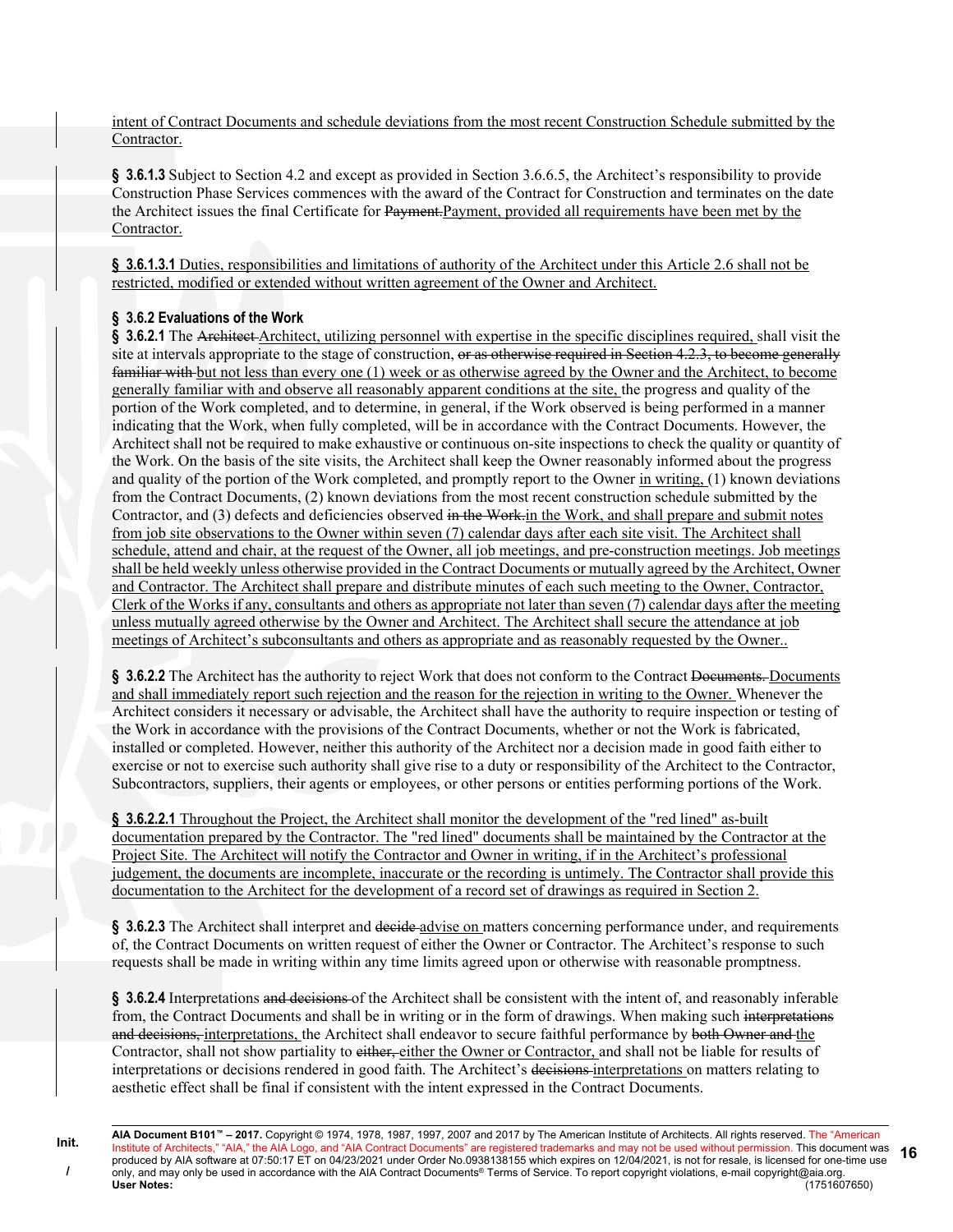intent of Contract Documents and schedule deviations from the most recent Construction Schedule submitted by the Contractor.

**§ 3.6.1.3** Subject to Section 4.2 and except as provided in Section 3.6.6.5, the Architect's responsibility to provide Construction Phase Services commences with the award of the Contract for Construction and terminates on the date the Architect issues the final Certificate for ~~Payment.~~Payment, provided all requirements have been met by the Contractor.

**§ 3.6.1.3.1** Duties, responsibilities and limitations of authority of the Architect under this Article 2.6 shall not be restricted, modified or extended without written agreement of the Owner and Architect.

### § 3.6.2 Evaluations of the Work

**§ 3.6.2.1** The ~~Architect~~ Architect, utilizing personnel with expertise in the specific disciplines required, shall visit the site at intervals appropriate to the stage of construction, ~~or as otherwise required in Section 4.2.3, to become generally familiar with~~ but not less than every one (1) week or as otherwise agreed by the Owner and the Architect, to become generally familiar with and observe all reasonably apparent conditions at the site, the progress and quality of the portion of the Work completed, and to determine, in general, if the Work observed is being performed in a manner indicating that the Work, when fully completed, will be in accordance with the Contract Documents. However, the Architect shall not be required to make exhaustive or continuous on-site inspections to check the quality or quantity of the Work. On the basis of the site visits, the Architect shall keep the Owner reasonably informed about the progress and quality of the portion of the Work completed, and promptly report to the Owner in writing, (1) known deviations from the Contract Documents, (2) known deviations from the most recent construction schedule submitted by the Contractor, and (3) defects and deficiencies observed ~~in the Work.~~in the Work, and shall prepare and submit notes from job site observations to the Owner within seven (7) calendar days after each site visit. The Architect shall schedule, attend and chair, at the request of the Owner, all job meetings, and pre-construction meetings. Job meetings shall be held weekly unless otherwise provided in the Contract Documents or mutually agreed by the Architect, Owner and Contractor. The Architect shall prepare and distribute minutes of each such meeting to the Owner, Contractor, Clerk of the Works if any, consultants and others as appropriate not later than seven (7) calendar days after the meeting unless mutually agreed otherwise by the Owner and Architect. The Architect shall secure the attendance at job meetings of Architect's subconsultants and others as appropriate and as reasonably requested by the Owner..

**§ 3.6.2.2** The Architect has the authority to reject Work that does not conform to the Contract ~~Documents.~~ Documents and shall immediately report such rejection and the reason for the rejection in writing to the Owner. Whenever the Architect considers it necessary or advisable, the Architect shall have the authority to require inspection or testing of the Work in accordance with the provisions of the Contract Documents, whether or not the Work is fabricated, installed or completed. However, neither this authority of the Architect nor a decision made in good faith either to exercise or not to exercise such authority shall give rise to a duty or responsibility of the Architect to the Contractor, Subcontractors, suppliers, their agents or employees, or other persons or entities performing portions of the Work.

**§ 3.6.2.2.1** Throughout the Project, the Architect shall monitor the development of the "red lined" as-built documentation prepared by the Contractor. The "red lined" documents shall be maintained by the Contractor at the Project Site. The Architect will notify the Contractor and Owner in writing, if in the Architect's professional judgement, the documents are incomplete, inaccurate or the recording is untimely. The Contractor shall provide this documentation to the Architect for the development of a record set of drawings as required in Section 2.

**§ 3.6.2.3** The Architect shall interpret and ~~decide~~ advise on matters concerning performance under, and requirements of, the Contract Documents on written request of either the Owner or Contractor. The Architect's response to such requests shall be made in writing within any time limits agreed upon or otherwise with reasonable promptness.

**§ 3.6.2.4** Interpretations ~~and decisions~~ of the Architect shall be consistent with the intent of, and reasonably inferable from, the Contract Documents and shall be in writing or in the form of drawings. When making such ~~interpretations and decisions,~~ interpretations, the Architect shall endeavor to secure faithful performance by ~~both Owner and~~ the Contractor, shall not show partiality to ~~either,~~ either the Owner or Contractor, and shall not be liable for results of interpretations or decisions rendered in good faith. The Architect's ~~decisions~~ interpretations on matters relating to aesthetic effect shall be final if consistent with the intent expressed in the Contract Documents.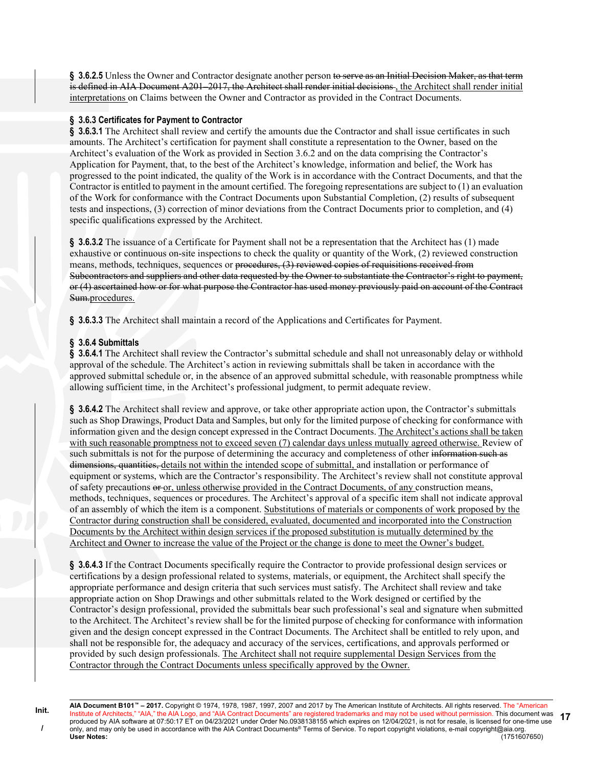**§ 3.6.2.5** Unless the Owner and Contractor designate another person ~~to serve as an Initial Decision Maker, as that term is defined in AIA Document A201–2017, the Architect shall render initial decisions~~ , the Architect shall render initial interpretations on Claims between the Owner and Contractor as provided in the Contract Documents.

**§ 3.6.3 Certificates for Payment to Contractor**

**§ 3.6.3.1** The Architect shall review and certify the amounts due the Contractor and shall issue certificates in such amounts. The Architect's certification for payment shall constitute a representation to the Owner, based on the Architect's evaluation of the Work as provided in Section 3.6.2 and on the data comprising the Contractor's Application for Payment, that, to the best of the Architect's knowledge, information and belief, the Work has progressed to the point indicated, the quality of the Work is in accordance with the Contract Documents, and that the Contractor is entitled to payment in the amount certified. The foregoing representations are subject to (1) an evaluation of the Work for conformance with the Contract Documents upon Substantial Completion, (2) results of subsequent tests and inspections, (3) correction of minor deviations from the Contract Documents prior to completion, and (4) specific qualifications expressed by the Architect.

**§ 3.6.3.2** The issuance of a Certificate for Payment shall not be a representation that the Architect has (1) made exhaustive or continuous on-site inspections to check the quality or quantity of the Work, (2) reviewed construction means, methods, techniques, sequences or ~~procedures, (3) reviewed copies of requisitions received from Subcontractors and suppliers and other data requested by the Owner to substantiate the Contractor's right to payment, or (4) ascertained how or for what purpose the Contractor has used money previously paid on account of the Contract Sum.~~procedures.

**§ 3.6.3.3** The Architect shall maintain a record of the Applications and Certificates for Payment.

**§ 3.6.4 Submittals**

**§ 3.6.4.1** The Architect shall review the Contractor's submittal schedule and shall not unreasonably delay or withhold approval of the schedule. The Architect's action in reviewing submittals shall be taken in accordance with the approved submittal schedule or, in the absence of an approved submittal schedule, with reasonable promptness while allowing sufficient time, in the Architect's professional judgment, to permit adequate review.

**§ 3.6.4.2** The Architect shall review and approve, or take other appropriate action upon, the Contractor's submittals such as Shop Drawings, Product Data and Samples, but only for the limited purpose of checking for conformance with information given and the design concept expressed in the Contract Documents. The Architect's actions shall be taken with such reasonable promptness not to exceed seven (7) calendar days unless mutually agreed otherwise. Review of such submittals is not for the purpose of determining the accuracy and completeness of other ~~information such as dimensions, quantities,~~ details not within the intended scope of submittal, and installation or performance of equipment or systems, which are the Contractor's responsibility. The Architect's review shall not constitute approval of safety precautions ~~or~~ or, unless otherwise provided in the Contract Documents, of any construction means, methods, techniques, sequences or procedures. The Architect's approval of a specific item shall not indicate approval of an assembly of which the item is a component. Substitutions of materials or components of work proposed by the Contractor during construction shall be considered, evaluated, documented and incorporated into the Construction Documents by the Architect within design services if the proposed substitution is mutually determined by the Architect and Owner to increase the value of the Project or the change is done to meet the Owner's budget.

**§ 3.6.4.3** If the Contract Documents specifically require the Contractor to provide professional design services or certifications by a design professional related to systems, materials, or equipment, the Architect shall specify the appropriate performance and design criteria that such services must satisfy. The Architect shall review and take appropriate action on Shop Drawings and other submittals related to the Work designed or certified by the Contractor's design professional, provided the submittals bear such professional's seal and signature when submitted to the Architect. The Architect's review shall be for the limited purpose of checking for conformance with information given and the design concept expressed in the Contract Documents. The Architect shall be entitled to rely upon, and shall not be responsible for, the adequacy and accuracy of the services, certifications, and approvals performed or provided by such design professionals. The Architect shall not require supplemental Design Services from the Contractor through the Contract Documents unless specifically approved by the Owner.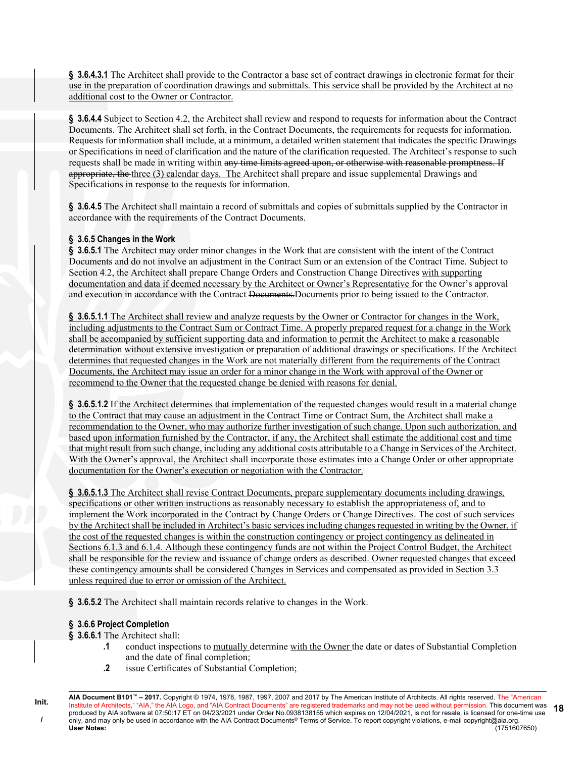**§ 3.6.4.3.1** The Architect shall provide to the Contractor a base set of contract drawings in electronic format for their use in the preparation of coordination drawings and submittals. This service shall be provided by the Architect at no additional cost to the Owner or Contractor.

**§ 3.6.4.4** Subject to Section 4.2, the Architect shall review and respond to requests for information about the Contract Documents. The Architect shall set forth, in the Contract Documents, the requirements for requests for information. Requests for information shall include, at a minimum, a detailed written statement that indicates the specific Drawings or Specifications in need of clarification and the nature of the clarification requested. The Architect's response to such requests shall be made in writing within ~~any time limits agreed upon, or otherwise with reasonable promptness. If appropriate, the~~ three (3) calendar days. The Architect shall prepare and issue supplemental Drawings and Specifications in response to the requests for information.

**§ 3.6.4.5** The Architect shall maintain a record of submittals and copies of submittals supplied by the Contractor in accordance with the requirements of the Contract Documents.

**§ 3.6.5 Changes in the Work**

**§ 3.6.5.1** The Architect may order minor changes in the Work that are consistent with the intent of the Contract Documents and do not involve an adjustment in the Contract Sum or an extension of the Contract Time. Subject to Section 4.2, the Architect shall prepare Change Orders and Construction Change Directives with supporting documentation and data if deemed necessary by the Architect or Owner's Representative for the Owner's approval and execution in accordance with the Contract ~~Documents.~~Documents prior to being issued to the Contractor.

**§ 3.6.5.1.1** The Architect shall review and analyze requests by the Owner or Contractor for changes in the Work, including adjustments to the Contract Sum or Contract Time. A properly prepared request for a change in the Work shall be accompanied by sufficient supporting data and information to permit the Architect to make a reasonable determination without extensive investigation or preparation of additional drawings or specifications. If the Architect determines that requested changes in the Work are not materially different from the requirements of the Contract Documents, the Architect may issue an order for a minor change in the Work with approval of the Owner or recommend to the Owner that the requested change be denied with reasons for denial.

**§ 3.6.5.1.2** If the Architect determines that implementation of the requested changes would result in a material change to the Contract that may cause an adjustment in the Contract Time or Contract Sum, the Architect shall make a recommendation to the Owner, who may authorize further investigation of such change. Upon such authorization, and based upon information furnished by the Contractor, if any, the Architect shall estimate the additional cost and time that might result from such change, including any additional costs attributable to a Change in Services of the Architect. With the Owner's approval, the Architect shall incorporate those estimates into a Change Order or other appropriate documentation for the Owner's execution or negotiation with the Contractor.

**§ 3.6.5.1.3** The Architect shall revise Contract Documents, prepare supplementary documents including drawings, specifications or other written instructions as reasonably necessary to establish the appropriateness of, and to implement the Work incorporated in the Contract by Change Orders or Change Directives. The cost of such services by the Architect shall be included in Architect's basic services including changes requested in writing by the Owner, if the cost of the requested changes is within the construction contingency or project contingency as delineated in Sections 6.1.3 and 6.1.4. Although these contingency funds are not within the Project Control Budget, the Architect shall be responsible for the review and issuance of change orders as described. Owner requested changes that exceed these contingency amounts shall be considered Changes in Services and compensated as provided in Section 3.3 unless required due to error or omission of the Architect.

**§ 3.6.5.2** The Architect shall maintain records relative to changes in the Work.

**§ 3.6.6 Project Completion**

**§ 3.6.6.1** The Architect shall:

- **.1** conduct inspections to mutually determine with the Owner the date or dates of Substantial Completion and the date of final completion;
- **.2** issue Certificates of Substantial Completion;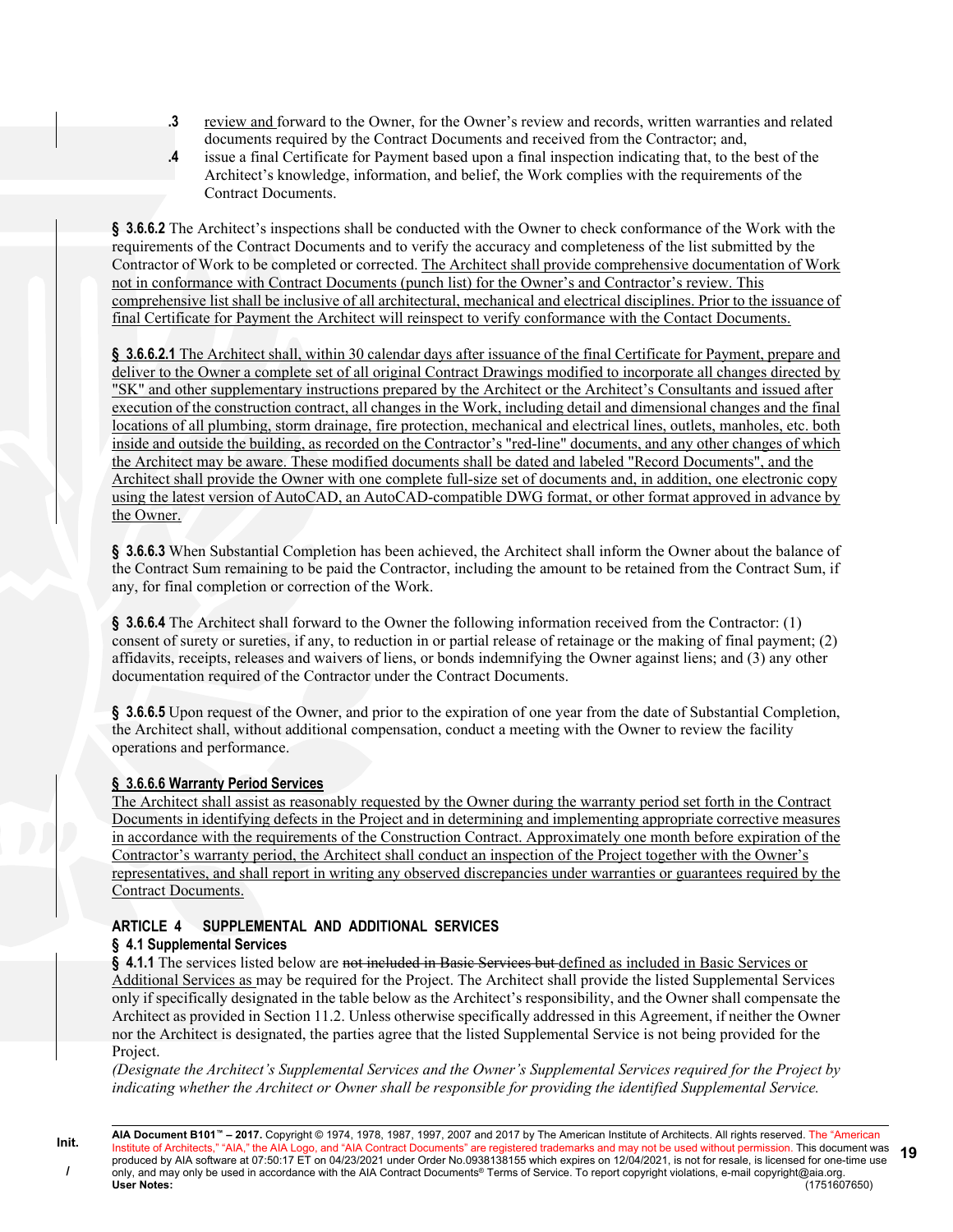**.3** review and forward to the Owner, for the Owner's review and records, written warranties and related documents required by the Contract Documents and received from the Contractor; and,

**.4** issue a final Certificate for Payment based upon a final inspection indicating that, to the best of the Architect's knowledge, information, and belief, the Work complies with the requirements of the Contract Documents.

**§ 3.6.6.2** The Architect's inspections shall be conducted with the Owner to check conformance of the Work with the requirements of the Contract Documents and to verify the accuracy and completeness of the list submitted by the Contractor of Work to be completed or corrected. The Architect shall provide comprehensive documentation of Work not in conformance with Contract Documents (punch list) for the Owner's and Contractor's review. This comprehensive list shall be inclusive of all architectural, mechanical and electrical disciplines. Prior to the issuance of final Certificate for Payment the Architect will reinspect to verify conformance with the Contact Documents.

**§ 3.6.6.2.1** The Architect shall, within 30 calendar days after issuance of the final Certificate for Payment, prepare and deliver to the Owner a complete set of all original Contract Drawings modified to incorporate all changes directed by "SK" and other supplementary instructions prepared by the Architect or the Architect's Consultants and issued after execution of the construction contract, all changes in the Work, including detail and dimensional changes and the final locations of all plumbing, storm drainage, fire protection, mechanical and electrical lines, outlets, manholes, etc. both inside and outside the building, as recorded on the Contractor's "red-line" documents, and any other changes of which the Architect may be aware. These modified documents shall be dated and labeled "Record Documents", and the Architect shall provide the Owner with one complete full-size set of documents and, in addition, one electronic copy using the latest version of AutoCAD, an AutoCAD-compatible DWG format, or other format approved in advance by the Owner.

**§ 3.6.6.3** When Substantial Completion has been achieved, the Architect shall inform the Owner about the balance of the Contract Sum remaining to be paid the Contractor, including the amount to be retained from the Contract Sum, if any, for final completion or correction of the Work.

**§ 3.6.6.4** The Architect shall forward to the Owner the following information received from the Contractor: (1) consent of surety or sureties, if any, to reduction in or partial release of retainage or the making of final payment; (2) affidavits, receipts, releases and waivers of liens, or bonds indemnifying the Owner against liens; and (3) any other documentation required of the Contractor under the Contract Documents.

**§ 3.6.6.5** Upon request of the Owner, and prior to the expiration of one year from the date of Substantial Completion, the Architect shall, without additional compensation, conduct a meeting with the Owner to review the facility operations and performance.

**§ 3.6.6.6 Warranty Period Services**

The Architect shall assist as reasonably requested by the Owner during the warranty period set forth in the Contract Documents in identifying defects in the Project and in determining and implementing appropriate corrective measures in accordance with the requirements of the Construction Contract. Approximately one month before expiration of the Contractor's warranty period, the Architect shall conduct an inspection of the Project together with the Owner's representatives, and shall report in writing any observed discrepancies under warranties or guarantees required by the Contract Documents.

## ARTICLE 4 SUPPLEMENTAL AND ADDITIONAL SERVICES

### § 4.1 Supplemental Services

**§ 4.1.1** The services listed below are ~~not included in Basic Services but~~ defined as included in Basic Services or Additional Services as may be required for the Project. The Architect shall provide the listed Supplemental Services only if specifically designated in the table below as the Architect's responsibility, and the Owner shall compensate the Architect as provided in Section 11.2. Unless otherwise specifically addressed in this Agreement, if neither the Owner nor the Architect is designated, the parties agree that the listed Supplemental Service is not being provided for the Project.

*(Designate the Architect's Supplemental Services and the Owner's Supplemental Services required for the Project by indicating whether the Architect or Owner shall be responsible for providing the identified Supplemental Service.*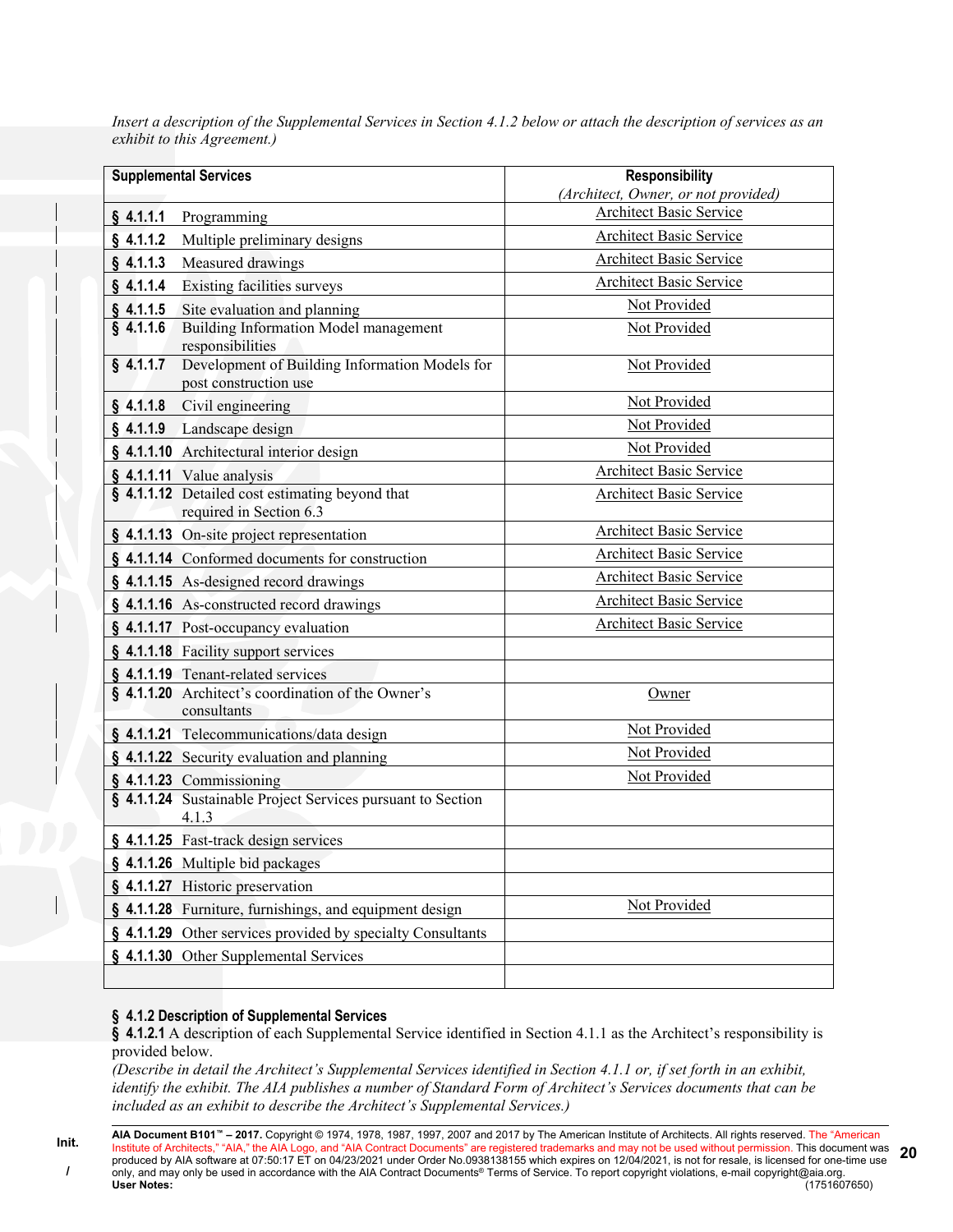*Insert a description of the Supplemental Services in Section 4.1.2 below or attach the description of services as an exhibit to this Agreement.)*

| **Supplemental Services** | **Responsibility** *(Architect, Owner, or not provided)* |
|---|---|
| **§ 4.1.1.1** Programming | Architect Basic Service |
| **§ 4.1.1.2** Multiple preliminary designs | Architect Basic Service |
| **§ 4.1.1.3** Measured drawings | Architect Basic Service |
| **§ 4.1.1.4** Existing facilities surveys | Architect Basic Service |
| **§ 4.1.1.5** Site evaluation and planning | Not Provided |
| **§ 4.1.1.6** Building Information Model management responsibilities | Not Provided |
| **§ 4.1.1.7** Development of Building Information Models for post construction use | Not Provided |
| **§ 4.1.1.8** Civil engineering | Not Provided |
| **§ 4.1.1.9** Landscape design | Not Provided |
| **§ 4.1.1.10** Architectural interior design | Not Provided |
| **§ 4.1.1.11** Value analysis | Architect Basic Service |
| **§ 4.1.1.12** Detailed cost estimating beyond that required in Section 6.3 | Architect Basic Service |
| **§ 4.1.1.13** On-site project representation | Architect Basic Service |
| **§ 4.1.1.14** Conformed documents for construction | Architect Basic Service |
| **§ 4.1.1.15** As-designed record drawings | Architect Basic Service |
| **§ 4.1.1.16** As-constructed record drawings | Architect Basic Service |
| **§ 4.1.1.17** Post-occupancy evaluation | Architect Basic Service |
| **§ 4.1.1.18** Facility support services | |
| **§ 4.1.1.19** Tenant-related services | |
| **§ 4.1.1.20** Architect's coordination of the Owner's consultants | Owner |
| **§ 4.1.1.21** Telecommunications/data design | Not Provided |
| **§ 4.1.1.22** Security evaluation and planning | Not Provided |
| **§ 4.1.1.23** Commissioning | Not Provided |
| **§ 4.1.1.24** Sustainable Project Services pursuant to Section 4.1.3 | |
| **§ 4.1.1.25** Fast-track design services | |
| **§ 4.1.1.26** Multiple bid packages | |
| **§ 4.1.1.27** Historic preservation | |
| **§ 4.1.1.28** Furniture, furnishings, and equipment design | Not Provided |
| **§ 4.1.1.29** Other services provided by specialty Consultants | |
| **§ 4.1.1.30** Other Supplemental Services | |
| | |

**§ 4.1.2 Description of Supplemental Services**

**§ 4.1.2.1** A description of each Supplemental Service identified in Section 4.1.1 as the Architect's responsibility is provided below.

*(Describe in detail the Architect's Supplemental Services identified in Section 4.1.1 or, if set forth in an exhibit, identify the exhibit. The AIA publishes a number of Standard Form of Architect's Services documents that can be included as an exhibit to describe the Architect's Supplemental Services.)*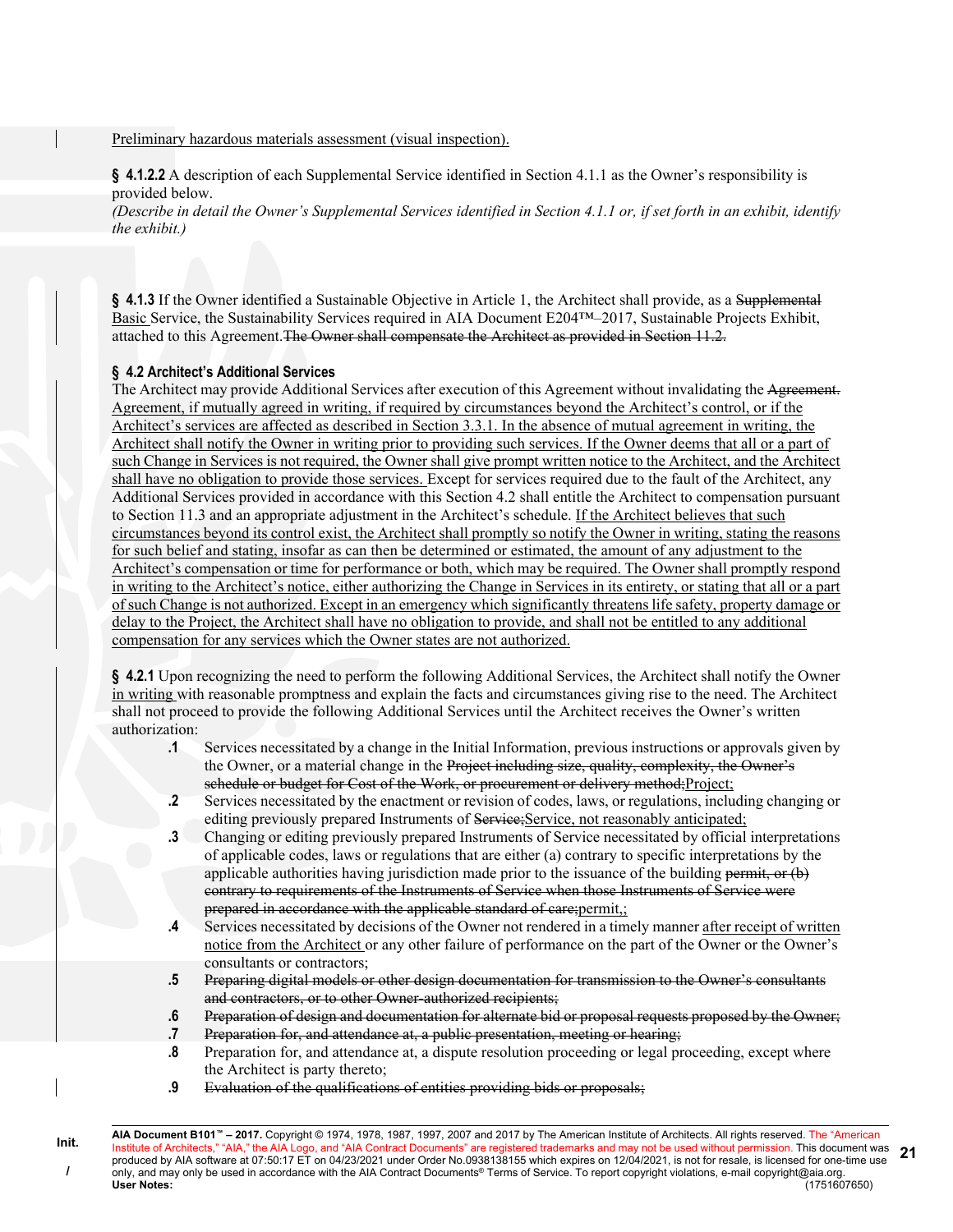Preliminary hazardous materials assessment (visual inspection).

**§ 4.1.2.2** A description of each Supplemental Service identified in Section 4.1.1 as the Owner's responsibility is provided below.
*(Describe in detail the Owner's Supplemental Services identified in Section 4.1.1 or, if set forth in an exhibit, identify the exhibit.)*

**§ 4.1.3** If the Owner identified a Sustainable Objective in Article 1, the Architect shall provide, as a ~~Supplemental~~ Basic Service, the Sustainability Services required in AIA Document E204™–2017, Sustainable Projects Exhibit, attached to this Agreement.~~The Owner shall compensate the Architect as provided in Section 11.2.~~

### § 4.2 Architect's Additional Services

The Architect may provide Additional Services after execution of this Agreement without invalidating the ~~Agreement.~~ Agreement, if mutually agreed in writing, if required by circumstances beyond the Architect's control, or if the Architect's services are affected as described in Section 3.3.1. In the absence of mutual agreement in writing, the Architect shall notify the Owner in writing prior to providing such services. If the Owner deems that all or a part of such Change in Services is not required, the Owner shall give prompt written notice to the Architect, and the Architect shall have no obligation to provide those services. Except for services required due to the fault of the Architect, any Additional Services provided in accordance with this Section 4.2 shall entitle the Architect to compensation pursuant to Section 11.3 and an appropriate adjustment in the Architect's schedule. If the Architect believes that such circumstances beyond its control exist, the Architect shall promptly so notify the Owner in writing, stating the reasons for such belief and stating, insofar as can then be determined or estimated, the amount of any adjustment to the Architect's compensation or time for performance or both, which may be required. The Owner shall promptly respond in writing to the Architect's notice, either authorizing the Change in Services in its entirety, or stating that all or a part of such Change is not authorized. Except in an emergency which significantly threatens life safety, property damage or delay to the Project, the Architect shall have no obligation to provide, and shall not be entitled to any additional compensation for any services which the Owner states are not authorized.

**§ 4.2.1** Upon recognizing the need to perform the following Additional Services, the Architect shall notify the Owner in writing with reasonable promptness and explain the facts and circumstances giving rise to the need. The Architect shall not proceed to provide the following Additional Services until the Architect receives the Owner's written authorization:

- **.1** Services necessitated by a change in the Initial Information, previous instructions or approvals given by the Owner, or a material change in the ~~Project including size, quality, complexity, the Owner's schedule or budget for Cost of the Work, or procurement or delivery method;~~Project;
- **.2** Services necessitated by the enactment or revision of codes, laws, or regulations, including changing or editing previously prepared Instruments of ~~Service;~~Service, not reasonably anticipated;
- **.3** Changing or editing previously prepared Instruments of Service necessitated by official interpretations of applicable codes, laws or regulations that are either (a) contrary to specific interpretations by the applicable authorities having jurisdiction made prior to the issuance of the building ~~permit, or (b) contrary to requirements of the Instruments of Service when those Instruments of Service were prepared in accordance with the applicable standard of care;~~permit,;
- **.4** Services necessitated by decisions of the Owner not rendered in a timely manner after receipt of written notice from the Architect or any other failure of performance on the part of the Owner or the Owner's consultants or contractors;
- **.5** ~~Preparing digital models or other design documentation for transmission to the Owner's consultants and contractors, or to other Owner-authorized recipients;~~
- **.6** ~~Preparation of design and documentation for alternate bid or proposal requests proposed by the Owner;~~
- **.7** ~~Preparation for, and attendance at, a public presentation, meeting or hearing;~~
- **.8** Preparation for, and attendance at, a dispute resolution proceeding or legal proceeding, except where the Architect is party thereto;
- **.9** ~~Evaluation of the qualifications of entities providing bids or proposals;~~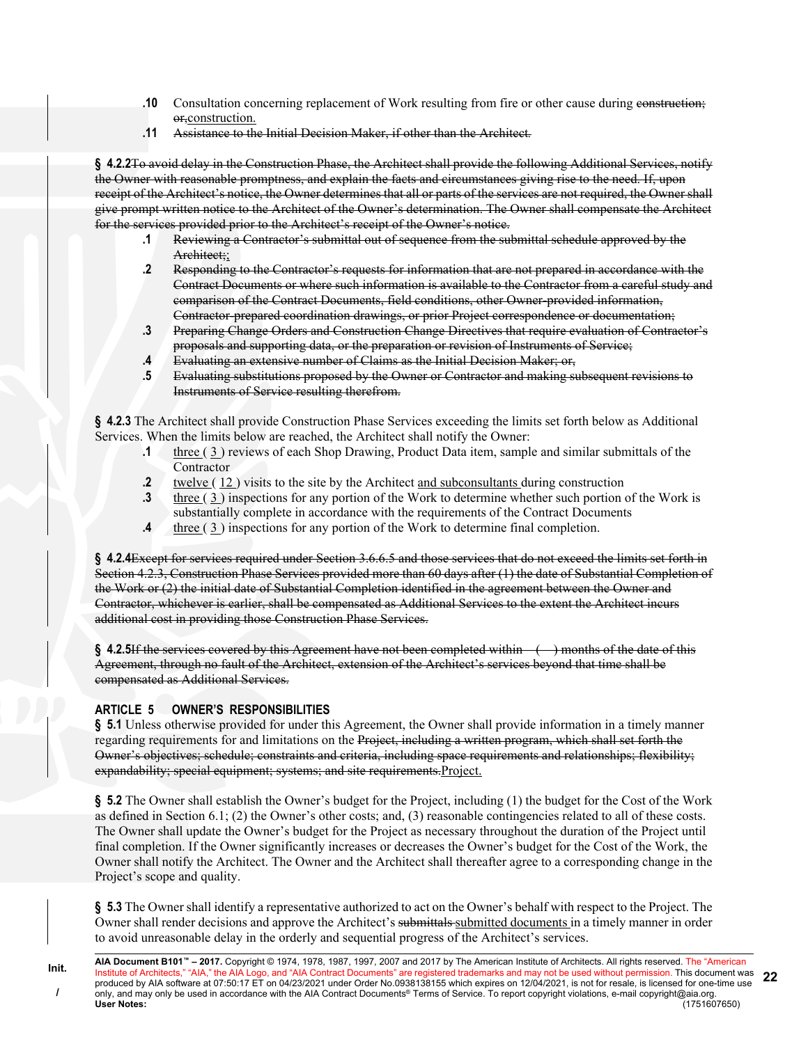.10 Consultation concerning replacement of Work resulting from fire or other cause during ~~construction; or,~~construction.

.11 ~~Assistance to the Initial Decision Maker, if other than the Architect.~~

**§ 4.2.2**~~To avoid delay in the Construction Phase, the Architect shall provide the following Additional Services, notify the Owner with reasonable promptness, and explain the facts and circumstances giving rise to the need. If, upon receipt of the Architect's notice, the Owner determines that all or parts of the services are not required, the Owner shall give prompt written notice to the Architect of the Owner's determination. The Owner shall compensate the Architect for the services provided prior to the Architect's receipt of the Owner's notice.~~

.1 ~~Reviewing a Contractor's submittal out of sequence from the submittal schedule approved by the Architect;~~;

.2 ~~Responding to the Contractor's requests for information that are not prepared in accordance with the Contract Documents or where such information is available to the Contractor from a careful study and comparison of the Contract Documents, field conditions, other Owner-provided information, Contractor-prepared coordination drawings, or prior Project correspondence or documentation;~~

.3 ~~Preparing Change Orders and Construction Change Directives that require evaluation of Contractor's proposals and supporting data, or the preparation or revision of Instruments of Service;~~

.4 ~~Evaluating an extensive number of Claims as the Initial Decision Maker; or,~~

.5 ~~Evaluating substitutions proposed by the Owner or Contractor and making subsequent revisions to Instruments of Service resulting therefrom.~~

**§ 4.2.3** The Architect shall provide Construction Phase Services exceeding the limits set forth below as Additional Services. When the limits below are reached, the Architect shall notify the Owner:

.1 three ( 3 ) reviews of each Shop Drawing, Product Data item, sample and similar submittals of the Contractor

.2 twelve ( 12 ) visits to the site by the Architect and subconsultants during construction

.3 three ( 3 ) inspections for any portion of the Work to determine whether such portion of the Work is substantially complete in accordance with the requirements of the Contract Documents

.4 three ( 3 ) inspections for any portion of the Work to determine final completion.

**§ 4.2.4**~~Except for services required under Section 3.6.6.5 and those services that do not exceed the limits set forth in Section 4.2.3, Construction Phase Services provided more than 60 days after (1) the date of Substantial Completion of the Work or (2) the initial date of Substantial Completion identified in the agreement between the Owner and Contractor, whichever is earlier, shall be compensated as Additional Services to the extent the Architect incurs additional cost in providing those Construction Phase Services.~~

**§ 4.2.5**~~If the services covered by this Agreement have not been completed within ( ) months of the date of this Agreement, through no fault of the Architect, extension of the Architect's services beyond that time shall be compensated as Additional Services.~~

## ARTICLE 5 OWNER'S RESPONSIBILITIES

**§ 5.1** Unless otherwise provided for under this Agreement, the Owner shall provide information in a timely manner regarding requirements for and limitations on the ~~Project, including a written program, which shall set forth the Owner's objectives; schedule; constraints and criteria, including space requirements and relationships; flexibility; expandability; special equipment; systems; and site requirements.~~Project.

**§ 5.2** The Owner shall establish the Owner's budget for the Project, including (1) the budget for the Cost of the Work as defined in Section 6.1; (2) the Owner's other costs; and, (3) reasonable contingencies related to all of these costs. The Owner shall update the Owner's budget for the Project as necessary throughout the duration of the Project until final completion. If the Owner significantly increases or decreases the Owner's budget for the Cost of the Work, the Owner shall notify the Architect. The Owner and the Architect shall thereafter agree to a corresponding change in the Project's scope and quality.

**§ 5.3** The Owner shall identify a representative authorized to act on the Owner's behalf with respect to the Project. The Owner shall render decisions and approve the Architect's ~~submittals~~ submitted documents in a timely manner in order to avoid unreasonable delay in the orderly and sequential progress of the Architect's services.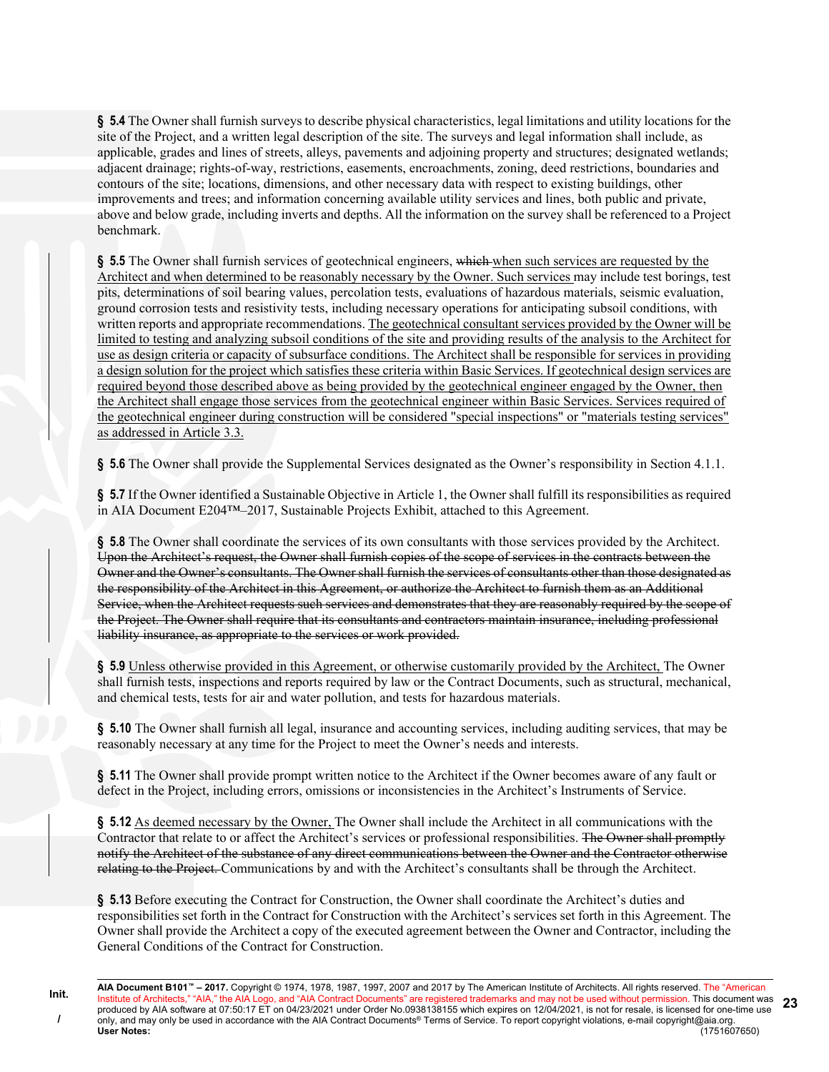**§ 5.4** The Owner shall furnish surveys to describe physical characteristics, legal limitations and utility locations for the site of the Project, and a written legal description of the site. The surveys and legal information shall include, as applicable, grades and lines of streets, alleys, pavements and adjoining property and structures; designated wetlands; adjacent drainage; rights-of-way, restrictions, easements, encroachments, zoning, deed restrictions, boundaries and contours of the site; locations, dimensions, and other necessary data with respect to existing buildings, other improvements and trees; and information concerning available utility services and lines, both public and private, above and below grade, including inverts and depths. All the information on the survey shall be referenced to a Project benchmark.

**§ 5.5** The Owner shall furnish services of geotechnical engineers, ~~which~~ <u>when such services are requested by the Architect and when determined to be reasonably necessary by the Owner. Such services</u> may include test borings, test pits, determinations of soil bearing values, percolation tests, evaluations of hazardous materials, seismic evaluation, ground corrosion tests and resistivity tests, including necessary operations for anticipating subsoil conditions, with written reports and appropriate recommendations. <u>The geotechnical consultant services provided by the Owner will be limited to testing and analyzing subsoil conditions of the site and providing results of the analysis to the Architect for use as design criteria or capacity of subsurface conditions. The Architect shall be responsible for services in providing a design solution for the project which satisfies these criteria within Basic Services. If geotechnical design services are required beyond those described above as being provided by the geotechnical engineer engaged by the Owner, then the Architect shall engage those services from the geotechnical engineer within Basic Services. Services required of the geotechnical engineer during construction will be considered "special inspections" or "materials testing services" as addressed in Article 3.3.</u>

**§ 5.6** The Owner shall provide the Supplemental Services designated as the Owner's responsibility in Section 4.1.1.

**§ 5.7** If the Owner identified a Sustainable Objective in Article 1, the Owner shall fulfill its responsibilities as required in AIA Document E204™–2017, Sustainable Projects Exhibit, attached to this Agreement.

**§ 5.8** The Owner shall coordinate the services of its own consultants with those services provided by the Architect. ~~Upon the Architect's request, the Owner shall furnish copies of the scope of services in the contracts between the Owner and the Owner's consultants. The Owner shall furnish the services of consultants other than those designated as the responsibility of the Architect in this Agreement, or authorize the Architect to furnish them as an Additional Service, when the Architect requests such services and demonstrates that they are reasonably required by the scope of the Project. The Owner shall require that its consultants and contractors maintain insurance, including professional liability insurance, as appropriate to the services or work provided.~~

**§ 5.9** <u>Unless otherwise provided in this Agreement, or otherwise customarily provided by the Architect,</u> The Owner shall furnish tests, inspections and reports required by law or the Contract Documents, such as structural, mechanical, and chemical tests, tests for air and water pollution, and tests for hazardous materials.

**§ 5.10** The Owner shall furnish all legal, insurance and accounting services, including auditing services, that may be reasonably necessary at any time for the Project to meet the Owner's needs and interests.

**§ 5.11** The Owner shall provide prompt written notice to the Architect if the Owner becomes aware of any fault or defect in the Project, including errors, omissions or inconsistencies in the Architect's Instruments of Service.

**§ 5.12** <u>As deemed necessary by the Owner,</u> The Owner shall include the Architect in all communications with the Contractor that relate to or affect the Architect's services or professional responsibilities. ~~The Owner shall promptly notify the Architect of the substance of any direct communications between the Owner and the Contractor otherwise relating to the Project.~~ Communications by and with the Architect's consultants shall be through the Architect.

**§ 5.13** Before executing the Contract for Construction, the Owner shall coordinate the Architect's duties and responsibilities set forth in the Contract for Construction with the Architect's services set forth in this Agreement. The Owner shall provide the Architect a copy of the executed agreement between the Owner and Contractor, including the General Conditions of the Contract for Construction.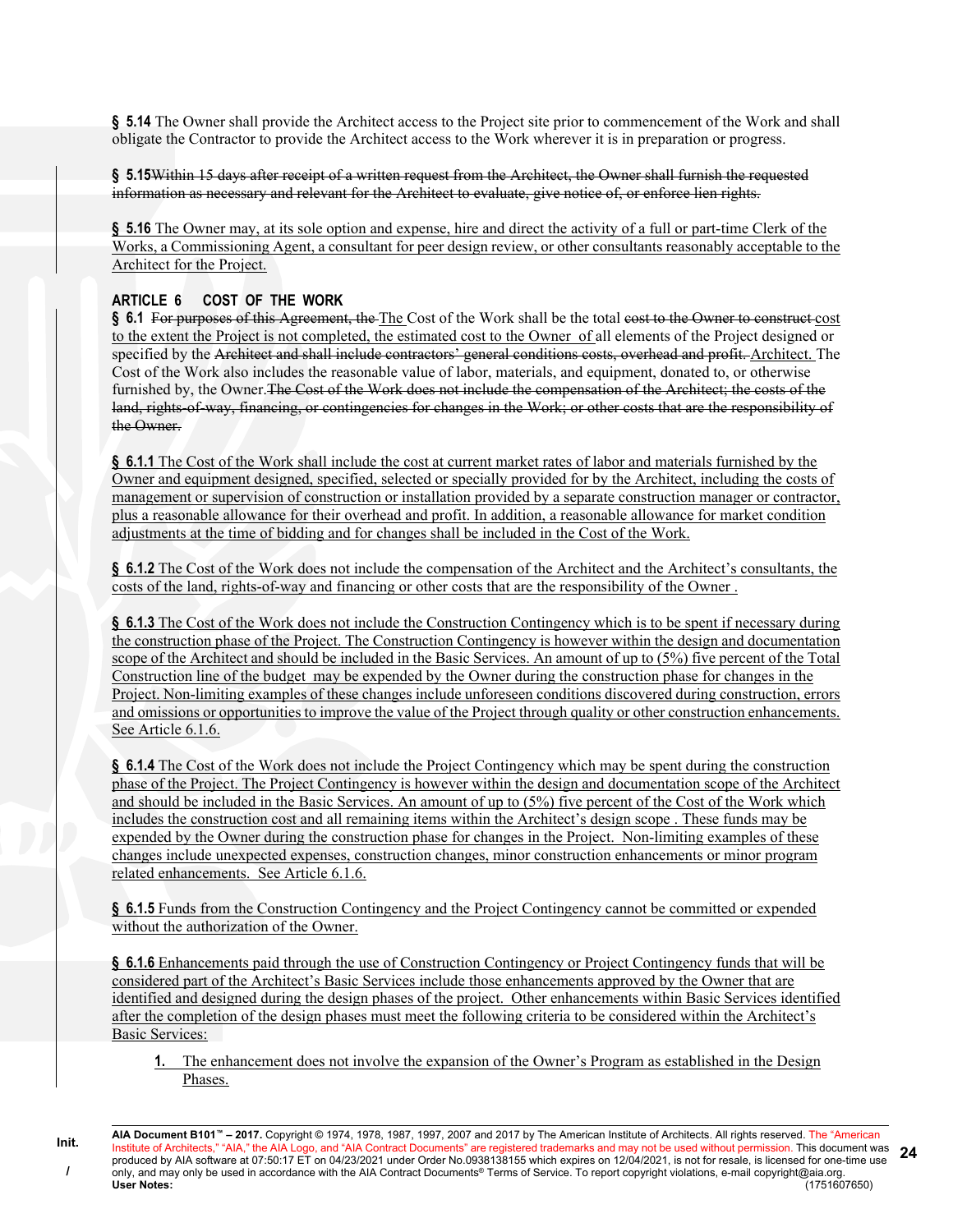**§ 5.14** The Owner shall provide the Architect access to the Project site prior to commencement of the Work and shall obligate the Contractor to provide the Architect access to the Work wherever it is in preparation or progress.

**§ 5.15**~~Within 15 days after receipt of a written request from the Architect, the Owner shall furnish the requested information as necessary and relevant for the Architect to evaluate, give notice of, or enforce lien rights.~~

**§ 5.16** The Owner may, at its sole option and expense, hire and direct the activity of a full or part-time Clerk of the Works, a Commissioning Agent, a consultant for peer design review, or other consultants reasonably acceptable to the Architect for the Project.

## ARTICLE 6 COST OF THE WORK

**§ 6.1** ~~For purposes of this Agreement, the~~ The Cost of the Work shall be the total ~~cost to the Owner to construct~~ cost to the extent the Project is not completed, the estimated cost to the Owner of all elements of the Project designed or specified by the ~~Architect and shall include contractors' general conditions costs, overhead and profit.~~ Architect. The Cost of the Work also includes the reasonable value of labor, materials, and equipment, donated to, or otherwise furnished by, the Owner.~~The Cost of the Work does not include the compensation of the Architect; the costs of the land, rights-of-way, financing, or contingencies for changes in the Work; or other costs that are the responsibility of the Owner.~~

**§ 6.1.1** The Cost of the Work shall include the cost at current market rates of labor and materials furnished by the Owner and equipment designed, specified, selected or specially provided for by the Architect, including the costs of management or supervision of construction or installation provided by a separate construction manager or contractor, plus a reasonable allowance for their overhead and profit. In addition, a reasonable allowance for market condition adjustments at the time of bidding and for changes shall be included in the Cost of the Work.

**§ 6.1.2** The Cost of the Work does not include the compensation of the Architect and the Architect's consultants, the costs of the land, rights-of-way and financing or other costs that are the responsibility of the Owner .

**§ 6.1.3** The Cost of the Work does not include the Construction Contingency which is to be spent if necessary during the construction phase of the Project. The Construction Contingency is however within the design and documentation scope of the Architect and should be included in the Basic Services. An amount of up to (5%) five percent of the Total Construction line of the budget may be expended by the Owner during the construction phase for changes in the Project. Non-limiting examples of these changes include unforeseen conditions discovered during construction, errors and omissions or opportunities to improve the value of the Project through quality or other construction enhancements. See Article 6.1.6.

**§ 6.1.4** The Cost of the Work does not include the Project Contingency which may be spent during the construction phase of the Project. The Project Contingency is however within the design and documentation scope of the Architect and should be included in the Basic Services. An amount of up to (5%) five percent of the Cost of the Work which includes the construction cost and all remaining items within the Architect's design scope . These funds may be expended by the Owner during the construction phase for changes in the Project. Non-limiting examples of these changes include unexpected expenses, construction changes, minor construction enhancements or minor program related enhancements. See Article 6.1.6.

**§ 6.1.5** Funds from the Construction Contingency and the Project Contingency cannot be committed or expended without the authorization of the Owner.

**§ 6.1.6** Enhancements paid through the use of Construction Contingency or Project Contingency funds that will be considered part of the Architect's Basic Services include those enhancements approved by the Owner that are identified and designed during the design phases of the project. Other enhancements within Basic Services identified after the completion of the design phases must meet the following criteria to be considered within the Architect's Basic Services:

1. The enhancement does not involve the expansion of the Owner's Program as established in the Design Phases.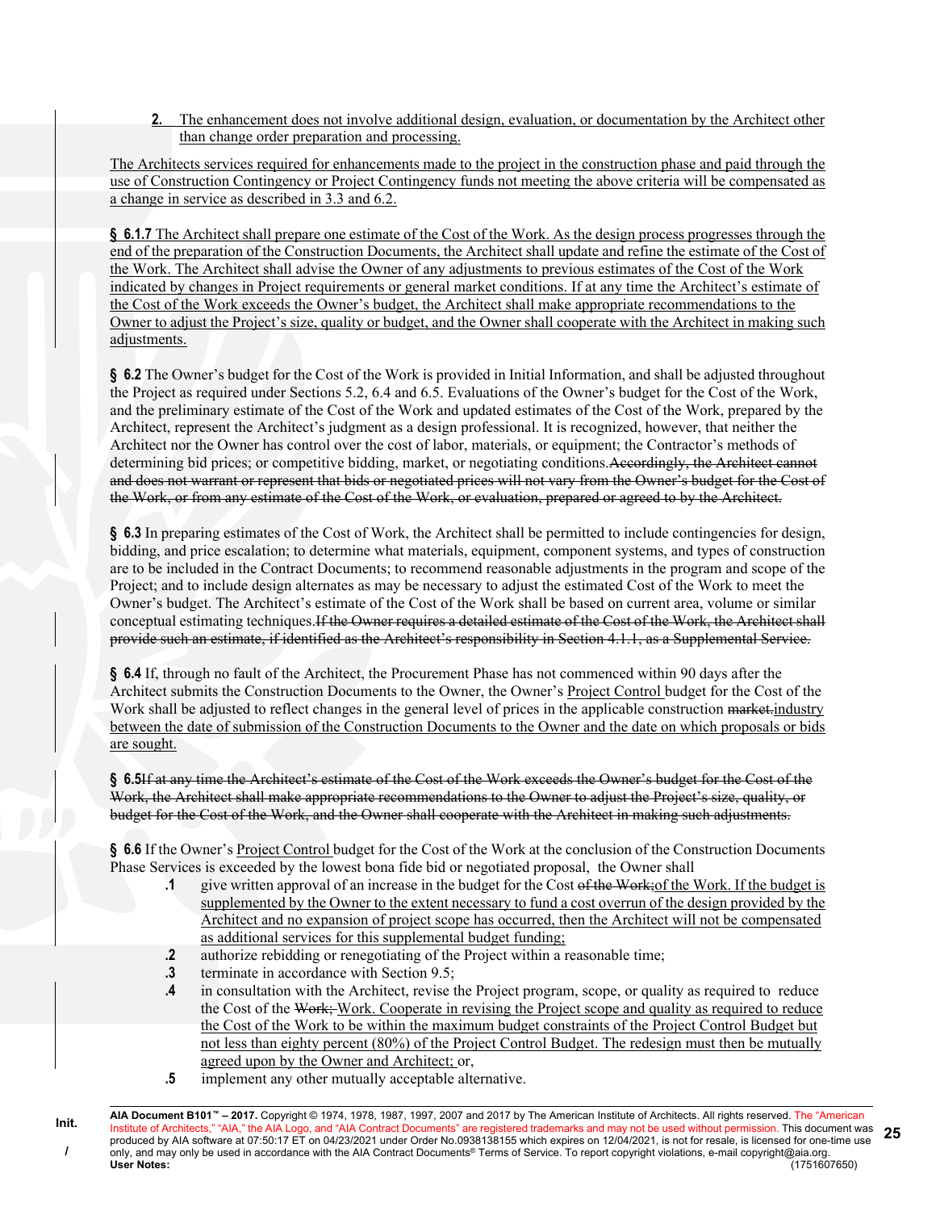**2.** The enhancement does not involve additional design, evaluation, or documentation by the Architect other than change order preparation and processing.

The Architects services required for enhancements made to the project in the construction phase and paid through the use of Construction Contingency or Project Contingency funds not meeting the above criteria will be compensated as a change in service as described in 3.3 and 6.2.

**§ 6.1.7** The Architect shall prepare one estimate of the Cost of the Work. As the design process progresses through the end of the preparation of the Construction Documents, the Architect shall update and refine the estimate of the Cost of the Work. The Architect shall advise the Owner of any adjustments to previous estimates of the Cost of the Work indicated by changes in Project requirements or general market conditions. If at any time the Architect's estimate of the Cost of the Work exceeds the Owner's budget, the Architect shall make appropriate recommendations to the Owner to adjust the Project's size, quality or budget, and the Owner shall cooperate with the Architect in making such adjustments.

**§ 6.2** The Owner's budget for the Cost of the Work is provided in Initial Information, and shall be adjusted throughout the Project as required under Sections 5.2, 6.4 and 6.5. Evaluations of the Owner's budget for the Cost of the Work, and the preliminary estimate of the Cost of the Work and updated estimates of the Cost of the Work, prepared by the Architect, represent the Architect's judgment as a design professional. It is recognized, however, that neither the Architect nor the Owner has control over the cost of labor, materials, or equipment; the Contractor's methods of determining bid prices; or competitive bidding, market, or negotiating conditions.~~Accordingly, the Architect cannot and does not warrant or represent that bids or negotiated prices will not vary from the Owner's budget for the Cost of the Work, or from any estimate of the Cost of the Work, or evaluation, prepared or agreed to by the Architect.~~

**§ 6.3** In preparing estimates of the Cost of Work, the Architect shall be permitted to include contingencies for design, bidding, and price escalation; to determine what materials, equipment, component systems, and types of construction are to be included in the Contract Documents; to recommend reasonable adjustments in the program and scope of the Project; and to include design alternates as may be necessary to adjust the estimated Cost of the Work to meet the Owner's budget. The Architect's estimate of the Cost of the Work shall be based on current area, volume or similar conceptual estimating techniques.~~If the Owner requires a detailed estimate of the Cost of the Work, the Architect shall provide such an estimate, if identified as the Architect's responsibility in Section 4.1.1, as a Supplemental Service.~~

**§ 6.4** If, through no fault of the Architect, the Procurement Phase has not commenced within 90 days after the Architect submits the Construction Documents to the Owner, the Owner's Project Control budget for the Cost of the Work shall be adjusted to reflect changes in the general level of prices in the applicable construction ~~market.~~industry between the date of submission of the Construction Documents to the Owner and the date on which proposals or bids are sought.

**§ 6.5**~~If at any time the Architect's estimate of the Cost of the Work exceeds the Owner's budget for the Cost of the Work, the Architect shall make appropriate recommendations to the Owner to adjust the Project's size, quality, or budget for the Cost of the Work, and the Owner shall cooperate with the Architect in making such adjustments.~~

**§ 6.6** If the Owner's Project Control budget for the Cost of the Work at the conclusion of the Construction Documents Phase Services is exceeded by the lowest bona fide bid or negotiated proposal, the Owner shall

- **.1** give written approval of an increase in the budget for the Cost ~~of the Work;~~of the Work. If the budget is supplemented by the Owner to the extent necessary to fund a cost overrun of the design provided by the Architect and no expansion of project scope has occurred, then the Architect will not be compensated as additional services for this supplemental budget funding;
- **.2** authorize rebidding or renegotiating of the Project within a reasonable time;
- **.3** terminate in accordance with Section 9.5;
- **.4** in consultation with the Architect, revise the Project program, scope, or quality as required to reduce the Cost of the ~~Work;~~ Work. Cooperate in revising the Project scope and quality as required to reduce the Cost of the Work to be within the maximum budget constraints of the Project Control Budget but not less than eighty percent (80%) of the Project Control Budget. The redesign must then be mutually agreed upon by the Owner and Architect; or,
- **.5** implement any other mutually acceptable alternative.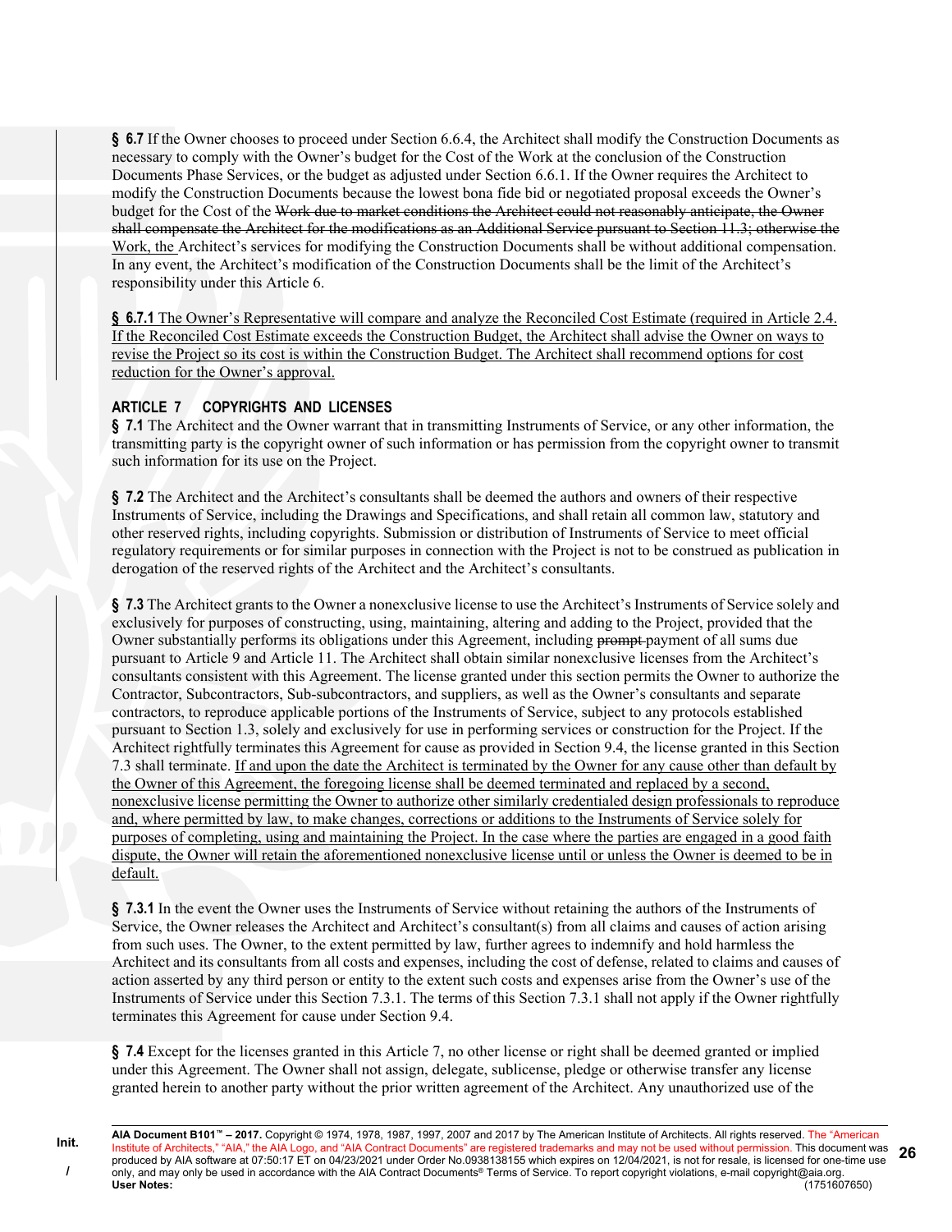**§ 6.7** If the Owner chooses to proceed under Section 6.6.4, the Architect shall modify the Construction Documents as necessary to comply with the Owner's budget for the Cost of the Work at the conclusion of the Construction Documents Phase Services, or the budget as adjusted under Section 6.6.1. If the Owner requires the Architect to modify the Construction Documents because the lowest bona fide bid or negotiated proposal exceeds the Owner's budget for the Cost of the ~~Work due to market conditions the Architect could not reasonably anticipate, the Owner shall compensate the Architect for the modifications as an Additional Service pursuant to Section 11.3; otherwise the~~ Work, the Architect's services for modifying the Construction Documents shall be without additional compensation. In any event, the Architect's modification of the Construction Documents shall be the limit of the Architect's responsibility under this Article 6.

**§ 6.7.1** The Owner's Representative will compare and analyze the Reconciled Cost Estimate (required in Article 2.4. If the Reconciled Cost Estimate exceeds the Construction Budget, the Architect shall advise the Owner on ways to revise the Project so its cost is within the Construction Budget. The Architect shall recommend options for cost reduction for the Owner's approval.

## ARTICLE 7 COPYRIGHTS AND LICENSES

**§ 7.1** The Architect and the Owner warrant that in transmitting Instruments of Service, or any other information, the transmitting party is the copyright owner of such information or has permission from the copyright owner to transmit such information for its use on the Project.

**§ 7.2** The Architect and the Architect's consultants shall be deemed the authors and owners of their respective Instruments of Service, including the Drawings and Specifications, and shall retain all common law, statutory and other reserved rights, including copyrights. Submission or distribution of Instruments of Service to meet official regulatory requirements or for similar purposes in connection with the Project is not to be construed as publication in derogation of the reserved rights of the Architect and the Architect's consultants.

**§ 7.3** The Architect grants to the Owner a nonexclusive license to use the Architect's Instruments of Service solely and exclusively for purposes of constructing, using, maintaining, altering and adding to the Project, provided that the Owner substantially performs its obligations under this Agreement, including ~~prompt~~ payment of all sums due pursuant to Article 9 and Article 11. The Architect shall obtain similar nonexclusive licenses from the Architect's consultants consistent with this Agreement. The license granted under this section permits the Owner to authorize the Contractor, Subcontractors, Sub-subcontractors, and suppliers, as well as the Owner's consultants and separate contractors, to reproduce applicable portions of the Instruments of Service, subject to any protocols established pursuant to Section 1.3, solely and exclusively for use in performing services or construction for the Project. If the Architect rightfully terminates this Agreement for cause as provided in Section 9.4, the license granted in this Section 7.3 shall terminate. If and upon the date the Architect is terminated by the Owner for any cause other than default by the Owner of this Agreement, the foregoing license shall be deemed terminated and replaced by a second, nonexclusive license permitting the Owner to authorize other similarly credentialed design professionals to reproduce and, where permitted by law, to make changes, corrections or additions to the Instruments of Service solely for purposes of completing, using and maintaining the Project. In the case where the parties are engaged in a good faith dispute, the Owner will retain the aforementioned nonexclusive license until or unless the Owner is deemed to be in default.

**§ 7.3.1** In the event the Owner uses the Instruments of Service without retaining the authors of the Instruments of Service, the Owner releases the Architect and Architect's consultant(s) from all claims and causes of action arising from such uses. The Owner, to the extent permitted by law, further agrees to indemnify and hold harmless the Architect and its consultants from all costs and expenses, including the cost of defense, related to claims and causes of action asserted by any third person or entity to the extent such costs and expenses arise from the Owner's use of the Instruments of Service under this Section 7.3.1. The terms of this Section 7.3.1 shall not apply if the Owner rightfully terminates this Agreement for cause under Section 9.4.

**§ 7.4** Except for the licenses granted in this Article 7, no other license or right shall be deemed granted or implied under this Agreement. The Owner shall not assign, delegate, sublicense, pledge or otherwise transfer any license granted herein to another party without the prior written agreement of the Architect. Any unauthorized use of the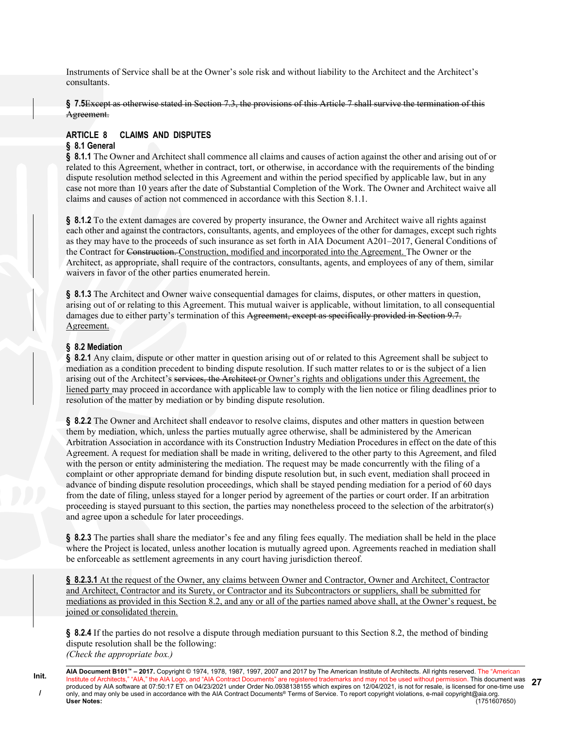Instruments of Service shall be at the Owner's sole risk and without liability to the Architect and the Architect's consultants.

**§ 7.5**~~Except as otherwise stated in Section 7.3, the provisions of this Article 7 shall survive the termination of this Agreement.~~

## ARTICLE 8 CLAIMS AND DISPUTES

### § 8.1 General

**§ 8.1.1** The Owner and Architect shall commence all claims and causes of action against the other and arising out of or related to this Agreement, whether in contract, tort, or otherwise, in accordance with the requirements of the binding dispute resolution method selected in this Agreement and within the period specified by applicable law, but in any case not more than 10 years after the date of Substantial Completion of the Work. The Owner and Architect waive all claims and causes of action not commenced in accordance with this Section 8.1.1.

**§ 8.1.2** To the extent damages are covered by property insurance, the Owner and Architect waive all rights against each other and against the contractors, consultants, agents, and employees of the other for damages, except such rights as they may have to the proceeds of such insurance as set forth in AIA Document A201–2017, General Conditions of the Contract for ~~Construction.~~ <u>Construction, modified and incorporated into the Agreement.</u> The Owner or the Architect, as appropriate, shall require of the contractors, consultants, agents, and employees of any of them, similar waivers in favor of the other parties enumerated herein.

**§ 8.1.3** The Architect and Owner waive consequential damages for claims, disputes, or other matters in question, arising out of or relating to this Agreement. This mutual waiver is applicable, without limitation, to all consequential damages due to either party's termination of this ~~Agreement, except as specifically provided in Section 9.7.~~ <u>Agreement.</u>

### § 8.2 Mediation

**§ 8.2.1** Any claim, dispute or other matter in question arising out of or related to this Agreement shall be subject to mediation as a condition precedent to binding dispute resolution. If such matter relates to or is the subject of a lien arising out of the Architect's ~~services, the Architect~~ <u>or Owner's rights and obligations under this Agreement, the liened party</u> may proceed in accordance with applicable law to comply with the lien notice or filing deadlines prior to resolution of the matter by mediation or by binding dispute resolution.

**§ 8.2.2** The Owner and Architect shall endeavor to resolve claims, disputes and other matters in question between them by mediation, which, unless the parties mutually agree otherwise, shall be administered by the American Arbitration Association in accordance with its Construction Industry Mediation Procedures in effect on the date of this Agreement. A request for mediation shall be made in writing, delivered to the other party to this Agreement, and filed with the person or entity administering the mediation. The request may be made concurrently with the filing of a complaint or other appropriate demand for binding dispute resolution but, in such event, mediation shall proceed in advance of binding dispute resolution proceedings, which shall be stayed pending mediation for a period of 60 days from the date of filing, unless stayed for a longer period by agreement of the parties or court order. If an arbitration proceeding is stayed pursuant to this section, the parties may nonetheless proceed to the selection of the arbitrator(s) and agree upon a schedule for later proceedings.

**§ 8.2.3** The parties shall share the mediator's fee and any filing fees equally. The mediation shall be held in the place where the Project is located, unless another location is mutually agreed upon. Agreements reached in mediation shall be enforceable as settlement agreements in any court having jurisdiction thereof.

<u>**§ 8.2.3.1** At the request of the Owner, any claims between Owner and Contractor, Owner and Architect, Contractor and Architect, Contractor and its Surety, or Contractor and its Subcontractors or suppliers, shall be submitted for mediations as provided in this Section 8.2, and any or all of the parties named above shall, at the Owner's request, be joined or consolidated therein.</u>

**§ 8.2.4** If the parties do not resolve a dispute through mediation pursuant to this Section 8.2, the method of binding dispute resolution shall be the following:
*(Check the appropriate box.)*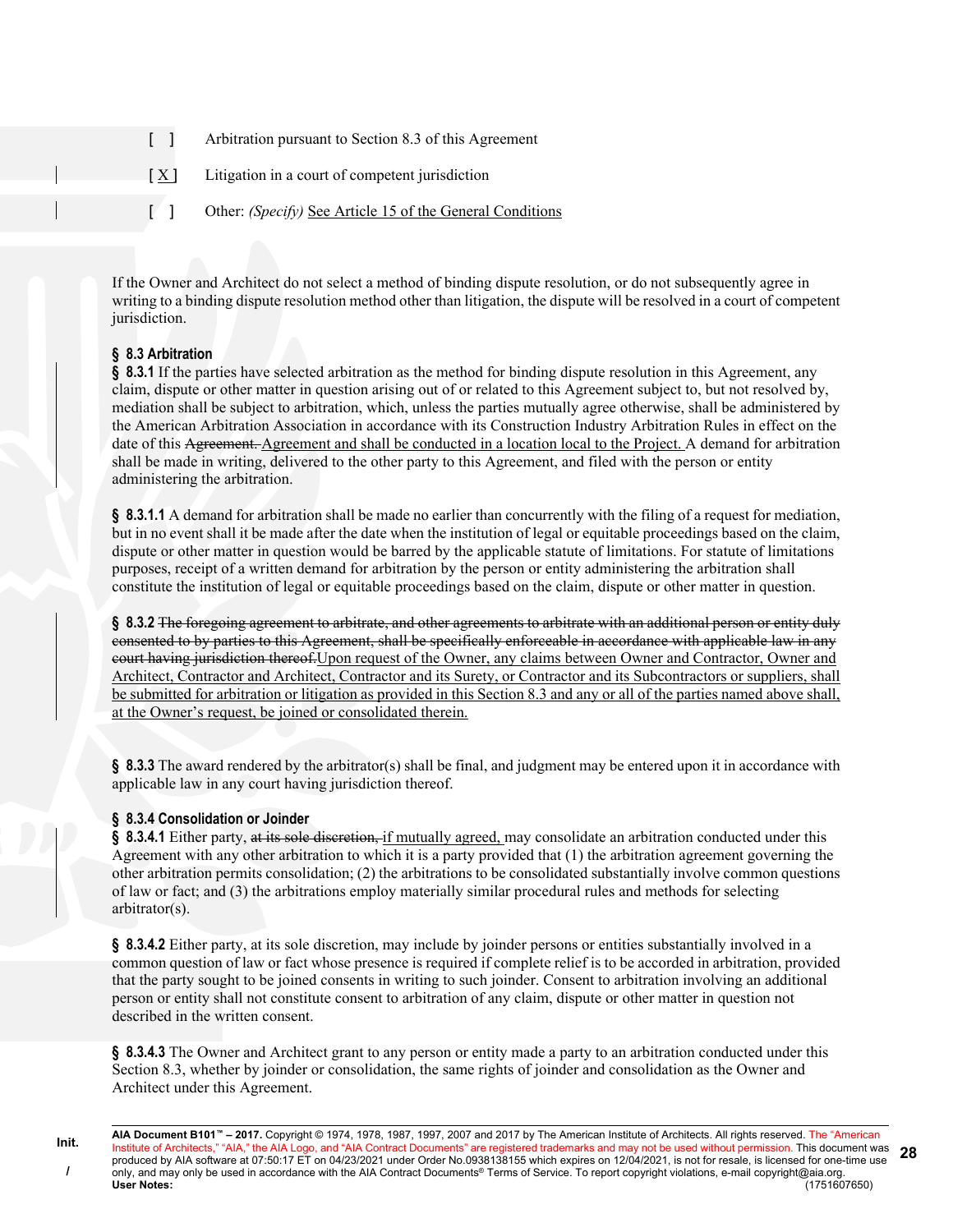[ ] Arbitration pursuant to Section 8.3 of this Agreement

[ X ] Litigation in a court of competent jurisdiction

[ ] Other: *(Specify)* <u>See Article 15 of the General Conditions</u>

If the Owner and Architect do not select a method of binding dispute resolution, or do not subsequently agree in writing to a binding dispute resolution method other than litigation, the dispute will be resolved in a court of competent jurisdiction.

**§ 8.3 Arbitration**

**§ 8.3.1** If the parties have selected arbitration as the method for binding dispute resolution in this Agreement, any claim, dispute or other matter in question arising out of or related to this Agreement subject to, but not resolved by, mediation shall be subject to arbitration, which, unless the parties mutually agree otherwise, shall be administered by the American Arbitration Association in accordance with its Construction Industry Arbitration Rules in effect on the date of this ~~Agreement.~~ <u>Agreement and shall be conducted in a location local to the Project.</u> A demand for arbitration shall be made in writing, delivered to the other party to this Agreement, and filed with the person or entity administering the arbitration.

**§ 8.3.1.1** A demand for arbitration shall be made no earlier than concurrently with the filing of a request for mediation, but in no event shall it be made after the date when the institution of legal or equitable proceedings based on the claim, dispute or other matter in question would be barred by the applicable statute of limitations. For statute of limitations purposes, receipt of a written demand for arbitration by the person or entity administering the arbitration shall constitute the institution of legal or equitable proceedings based on the claim, dispute or other matter in question.

**§ 8.3.2** ~~The foregoing agreement to arbitrate, and other agreements to arbitrate with an additional person or entity duly consented to by parties to this Agreement, shall be specifically enforceable in accordance with applicable law in any court having jurisdiction thereof.~~<u>Upon request of the Owner, any claims between Owner and Contractor, Owner and Architect, Contractor and Architect, Contractor and its Surety, or Contractor and its Subcontractors or suppliers, shall be submitted for arbitration or litigation as provided in this Section 8.3 and any or all of the parties named above shall, at the Owner's request, be joined or consolidated therein.</u>

**§ 8.3.3** The award rendered by the arbitrator(s) shall be final, and judgment may be entered upon it in accordance with applicable law in any court having jurisdiction thereof.

**§ 8.3.4 Consolidation or Joinder**

**§ 8.3.4.1** Either party, ~~at its sole discretion,~~ <u>if mutually agreed,</u> may consolidate an arbitration conducted under this Agreement with any other arbitration to which it is a party provided that (1) the arbitration agreement governing the other arbitration permits consolidation; (2) the arbitrations to be consolidated substantially involve common questions of law or fact; and (3) the arbitrations employ materially similar procedural rules and methods for selecting arbitrator(s).

**§ 8.3.4.2** Either party, at its sole discretion, may include by joinder persons or entities substantially involved in a common question of law or fact whose presence is required if complete relief is to be accorded in arbitration, provided that the party sought to be joined consents in writing to such joinder. Consent to arbitration involving an additional person or entity shall not constitute consent to arbitration of any claim, dispute or other matter in question not described in the written consent.

**§ 8.3.4.3** The Owner and Architect grant to any person or entity made a party to an arbitration conducted under this Section 8.3, whether by joinder or consolidation, the same rights of joinder and consolidation as the Owner and Architect under this Agreement.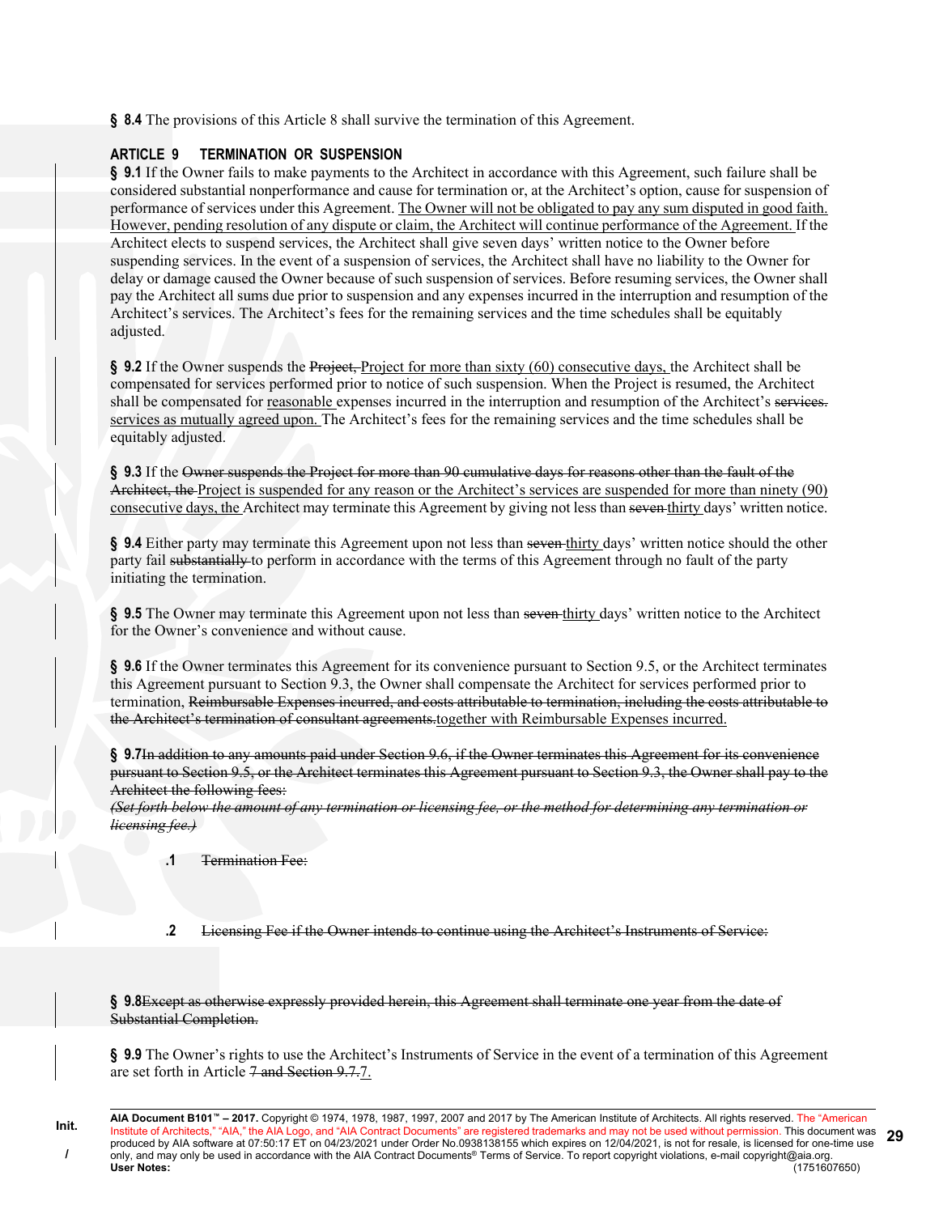**§ 8.4** The provisions of this Article 8 shall survive the termination of this Agreement.

## ARTICLE 9 TERMINATION OR SUSPENSION

**§ 9.1** If the Owner fails to make payments to the Architect in accordance with this Agreement, such failure shall be considered substantial nonperformance and cause for termination or, at the Architect's option, cause for suspension of performance of services under this Agreement. <u>The Owner will not be obligated to pay any sum disputed in good faith. However, pending resolution of any dispute or claim, the Architect will continue performance of the Agreement.</u> If the Architect elects to suspend services, the Architect shall give seven days' written notice to the Owner before suspending services. In the event of a suspension of services, the Architect shall have no liability to the Owner for delay or damage caused the Owner because of such suspension of services. Before resuming services, the Owner shall pay the Architect all sums due prior to suspension and any expenses incurred in the interruption and resumption of the Architect's services. The Architect's fees for the remaining services and the time schedules shall be equitably adjusted.

**§ 9.2** If the Owner suspends the ~~Project,~~ <u>Project for more than sixty (60) consecutive days,</u> the Architect shall be compensated for services performed prior to notice of such suspension. When the Project is resumed, the Architect shall be compensated for <u>reasonable</u> expenses incurred in the interruption and resumption of the Architect's ~~services.~~ <u>services as mutually agreed upon.</u> The Architect's fees for the remaining services and the time schedules shall be equitably adjusted.

**§ 9.3** If the ~~Owner suspends the Project for more than 90 cumulative days for reasons other than the fault of the Architect, the~~ <u>Project is suspended for any reason or the Architect's services are suspended for more than ninety (90) consecutive days, the</u> Architect may terminate this Agreement by giving not less than ~~seven~~ <u>thirty</u> days' written notice.

**§ 9.4** Either party may terminate this Agreement upon not less than ~~seven~~ <u>thirty</u> days' written notice should the other party fail ~~substantially~~ to perform in accordance with the terms of this Agreement through no fault of the party initiating the termination.

**§ 9.5** The Owner may terminate this Agreement upon not less than ~~seven~~ <u>thirty</u> days' written notice to the Architect for the Owner's convenience and without cause.

**§ 9.6** If the Owner terminates this Agreement for its convenience pursuant to Section 9.5, or the Architect terminates this Agreement pursuant to Section 9.3, the Owner shall compensate the Architect for services performed prior to termination, ~~Reimbursable Expenses incurred, and costs attributable to termination, including the costs attributable to the Architect's termination of consultant agreements.~~ <u>together with Reimbursable Expenses incurred.</u>

**§ 9.7** ~~In addition to any amounts paid under Section 9.6, if the Owner terminates this Agreement for its convenience pursuant to Section 9.5, or the Architect terminates this Agreement pursuant to Section 9.3, the Owner shall pay to the Architect the following fees:~~
*~~(Set forth below the amount of any termination or licensing fee, or the method for determining any termination or licensing fee.)~~*

**.1** ~~Termination Fee:~~

**.2** ~~Licensing Fee if the Owner intends to continue using the Architect's Instruments of Service:~~

**§ 9.8** ~~Except as otherwise expressly provided herein, this Agreement shall terminate one year from the date of Substantial Completion.~~

**§ 9.9** The Owner's rights to use the Architect's Instruments of Service in the event of a termination of this Agreement are set forth in Article ~~7 and Section 9.7.~~ <u>7.</u>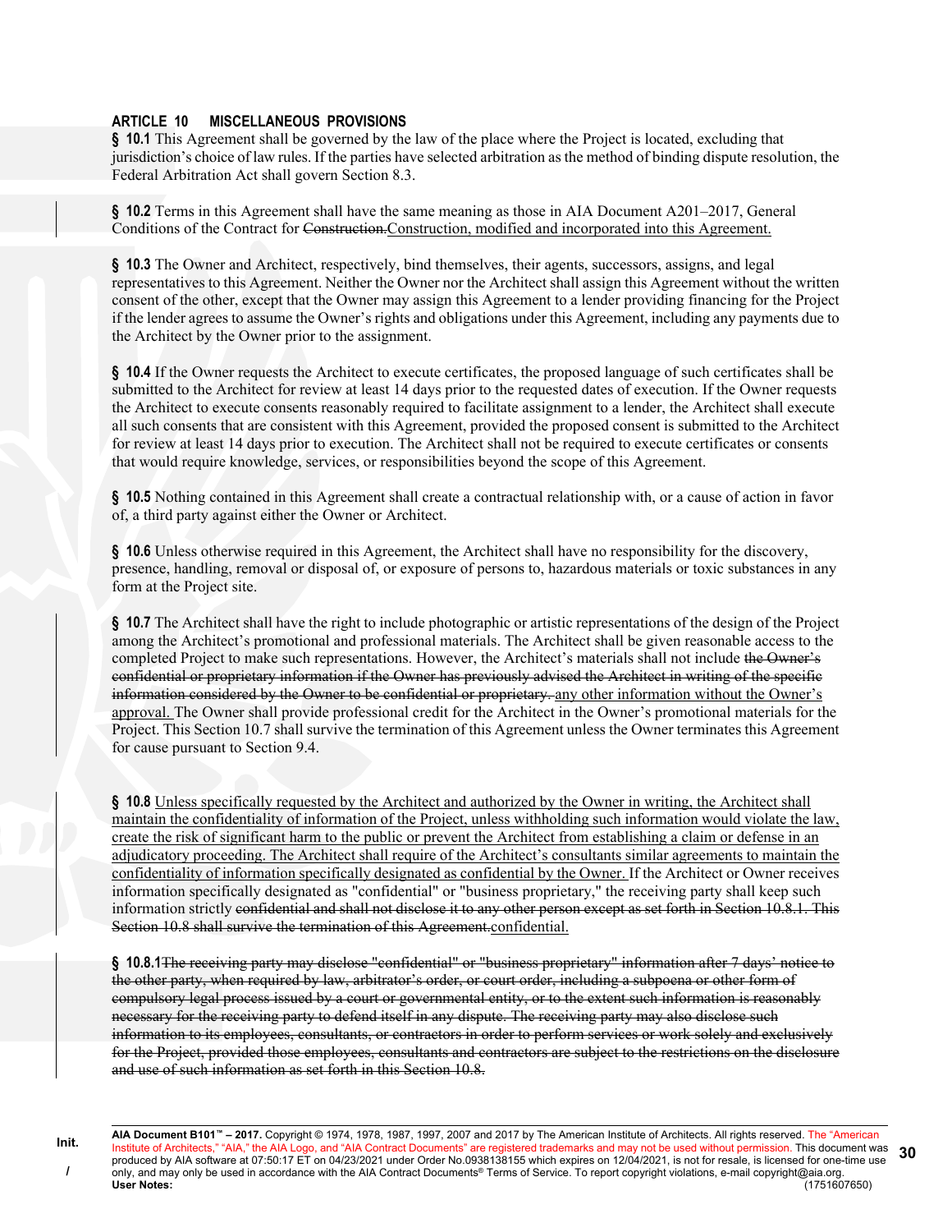### ARTICLE 10 MISCELLANEOUS PROVISIONS

**§ 10.1** This Agreement shall be governed by the law of the place where the Project is located, excluding that jurisdiction's choice of law rules. If the parties have selected arbitration as the method of binding dispute resolution, the Federal Arbitration Act shall govern Section 8.3.

**§ 10.2** Terms in this Agreement shall have the same meaning as those in AIA Document A201–2017, General Conditions of the Contract for ~~Construction.~~Construction, modified and incorporated into this Agreement.

**§ 10.3** The Owner and Architect, respectively, bind themselves, their agents, successors, assigns, and legal representatives to this Agreement. Neither the Owner nor the Architect shall assign this Agreement without the written consent of the other, except that the Owner may assign this Agreement to a lender providing financing for the Project if the lender agrees to assume the Owner's rights and obligations under this Agreement, including any payments due to the Architect by the Owner prior to the assignment.

**§ 10.4** If the Owner requests the Architect to execute certificates, the proposed language of such certificates shall be submitted to the Architect for review at least 14 days prior to the requested dates of execution. If the Owner requests the Architect to execute consents reasonably required to facilitate assignment to a lender, the Architect shall execute all such consents that are consistent with this Agreement, provided the proposed consent is submitted to the Architect for review at least 14 days prior to execution. The Architect shall not be required to execute certificates or consents that would require knowledge, services, or responsibilities beyond the scope of this Agreement.

**§ 10.5** Nothing contained in this Agreement shall create a contractual relationship with, or a cause of action in favor of, a third party against either the Owner or Architect.

**§ 10.6** Unless otherwise required in this Agreement, the Architect shall have no responsibility for the discovery, presence, handling, removal or disposal of, or exposure of persons to, hazardous materials or toxic substances in any form at the Project site.

**§ 10.7** The Architect shall have the right to include photographic or artistic representations of the design of the Project among the Architect's promotional and professional materials. The Architect shall be given reasonable access to the completed Project to make such representations. However, the Architect's materials shall not include ~~the Owner's confidential or proprietary information if the Owner has previously advised the Architect in writing of the specific information considered by the Owner to be confidential or proprietary.~~ any other information without the Owner's approval. The Owner shall provide professional credit for the Architect in the Owner's promotional materials for the Project. This Section 10.7 shall survive the termination of this Agreement unless the Owner terminates this Agreement for cause pursuant to Section 9.4.

**§ 10.8** Unless specifically requested by the Architect and authorized by the Owner in writing, the Architect shall maintain the confidentiality of information of the Project, unless withholding such information would violate the law, create the risk of significant harm to the public or prevent the Architect from establishing a claim or defense in an adjudicatory proceeding. The Architect shall require of the Architect's consultants similar agreements to maintain the confidentiality of information specifically designated as confidential by the Owner. If the Architect or Owner receives information specifically designated as "confidential" or "business proprietary," the receiving party shall keep such information strictly ~~confidential and shall not disclose it to any other person except as set forth in Section 10.8.1. This Section 10.8 shall survive the termination of this Agreement.~~confidential.

**§ 10.8.1**~~The receiving party may disclose "confidential" or "business proprietary" information after 7 days' notice to the other party, when required by law, arbitrator's order, or court order, including a subpoena or other form of compulsory legal process issued by a court or governmental entity, or to the extent such information is reasonably necessary for the receiving party to defend itself in any dispute. The receiving party may also disclose such information to its employees, consultants, or contractors in order to perform services or work solely and exclusively for the Project, provided those employees, consultants and contractors are subject to the restrictions on the disclosure and use of such information as set forth in this Section 10.8.~~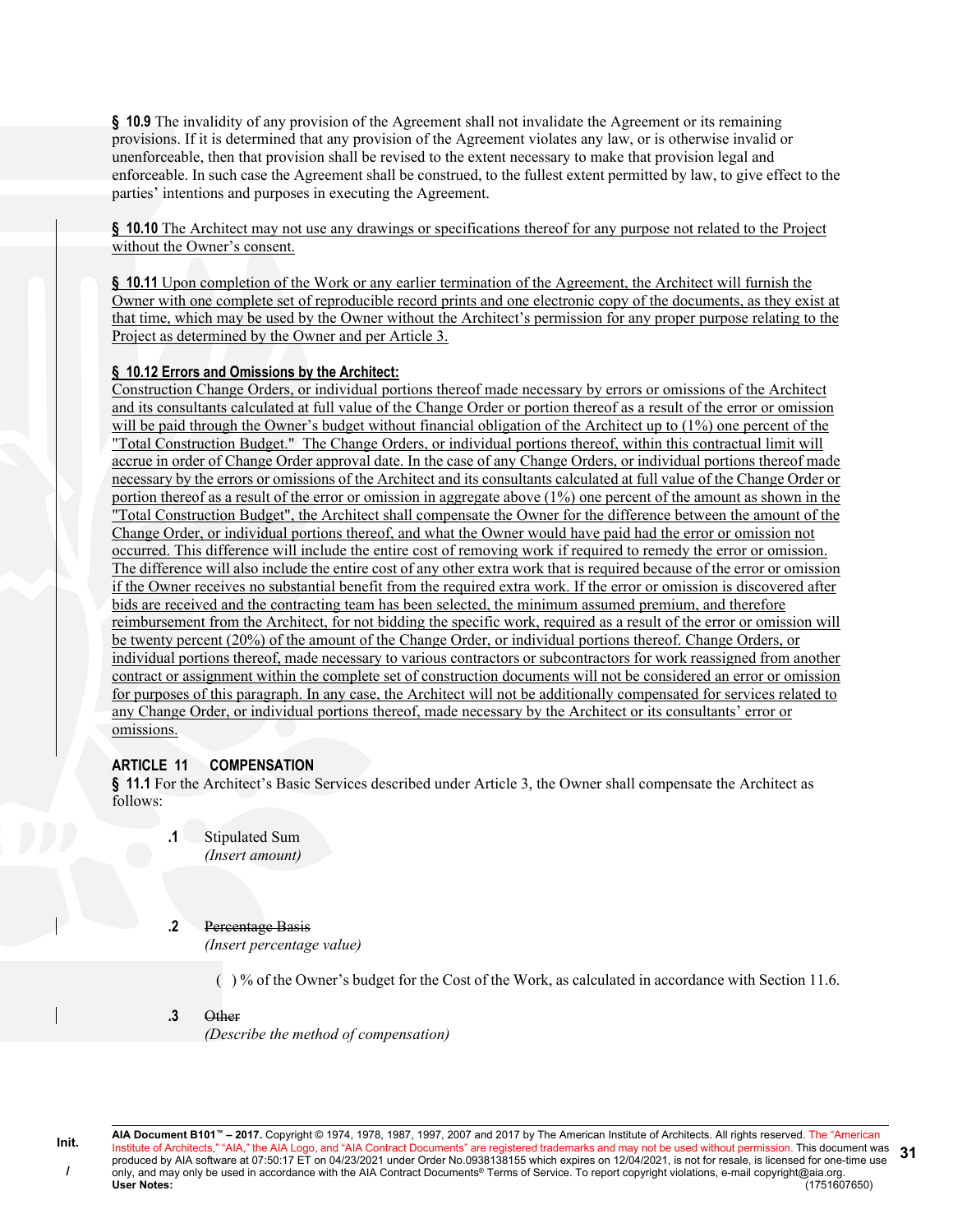**§ 10.9** The invalidity of any provision of the Agreement shall not invalidate the Agreement or its remaining provisions. If it is determined that any provision of the Agreement violates any law, or is otherwise invalid or unenforceable, then that provision shall be revised to the extent necessary to make that provision legal and enforceable. In such case the Agreement shall be construed, to the fullest extent permitted by law, to give effect to the parties' intentions and purposes in executing the Agreement.

**§ 10.10** The Architect may not use any drawings or specifications thereof for any purpose not related to the Project without the Owner's consent.

**§ 10.11** Upon completion of the Work or any earlier termination of the Agreement, the Architect will furnish the Owner with one complete set of reproducible record prints and one electronic copy of the documents, as they exist at that time, which may be used by the Owner without the Architect's permission for any proper purpose relating to the Project as determined by the Owner and per Article 3.

**§ 10.12 Errors and Omissions by the Architect:**
Construction Change Orders, or individual portions thereof made necessary by errors or omissions of the Architect and its consultants calculated at full value of the Change Order or portion thereof as a result of the error or omission will be paid through the Owner's budget without financial obligation of the Architect up to (1%) one percent of the "Total Construction Budget." The Change Orders, or individual portions thereof, within this contractual limit will accrue in order of Change Order approval date. In the case of any Change Orders, or individual portions thereof made necessary by the errors or omissions of the Architect and its consultants calculated at full value of the Change Order or portion thereof as a result of the error or omission in aggregate above (1%) one percent of the amount as shown in the "Total Construction Budget", the Architect shall compensate the Owner for the difference between the amount of the Change Order, or individual portions thereof, and what the Owner would have paid had the error or omission not occurred. This difference will include the entire cost of removing work if required to remedy the error or omission. The difference will also include the entire cost of any other extra work that is required because of the error or omission if the Owner receives no substantial benefit from the required extra work. If the error or omission is discovered after bids are received and the contracting team has been selected, the minimum assumed premium, and therefore reimbursement from the Architect, for not bidding the specific work, required as a result of the error or omission will be twenty percent (20%) of the amount of the Change Order, or individual portions thereof. Change Orders, or individual portions thereof, made necessary to various contractors or subcontractors for work reassigned from another contract or assignment within the complete set of construction documents will not be considered an error or omission for purposes of this paragraph. In any case, the Architect will not be additionally compensated for services related to any Change Order, or individual portions thereof, made necessary by the Architect or its consultants' error or omissions.

## ARTICLE 11 COMPENSATION

**§ 11.1** For the Architect's Basic Services described under Article 3, the Owner shall compensate the Architect as follows:

**.1** Stipulated Sum
*(Insert amount)*

**.2** ~~Percentage Basis~~
*(Insert percentage value)*

( ) % of the Owner's budget for the Cost of the Work, as calculated in accordance with Section 11.6.

**.3** ~~Other~~
*(Describe the method of compensation)*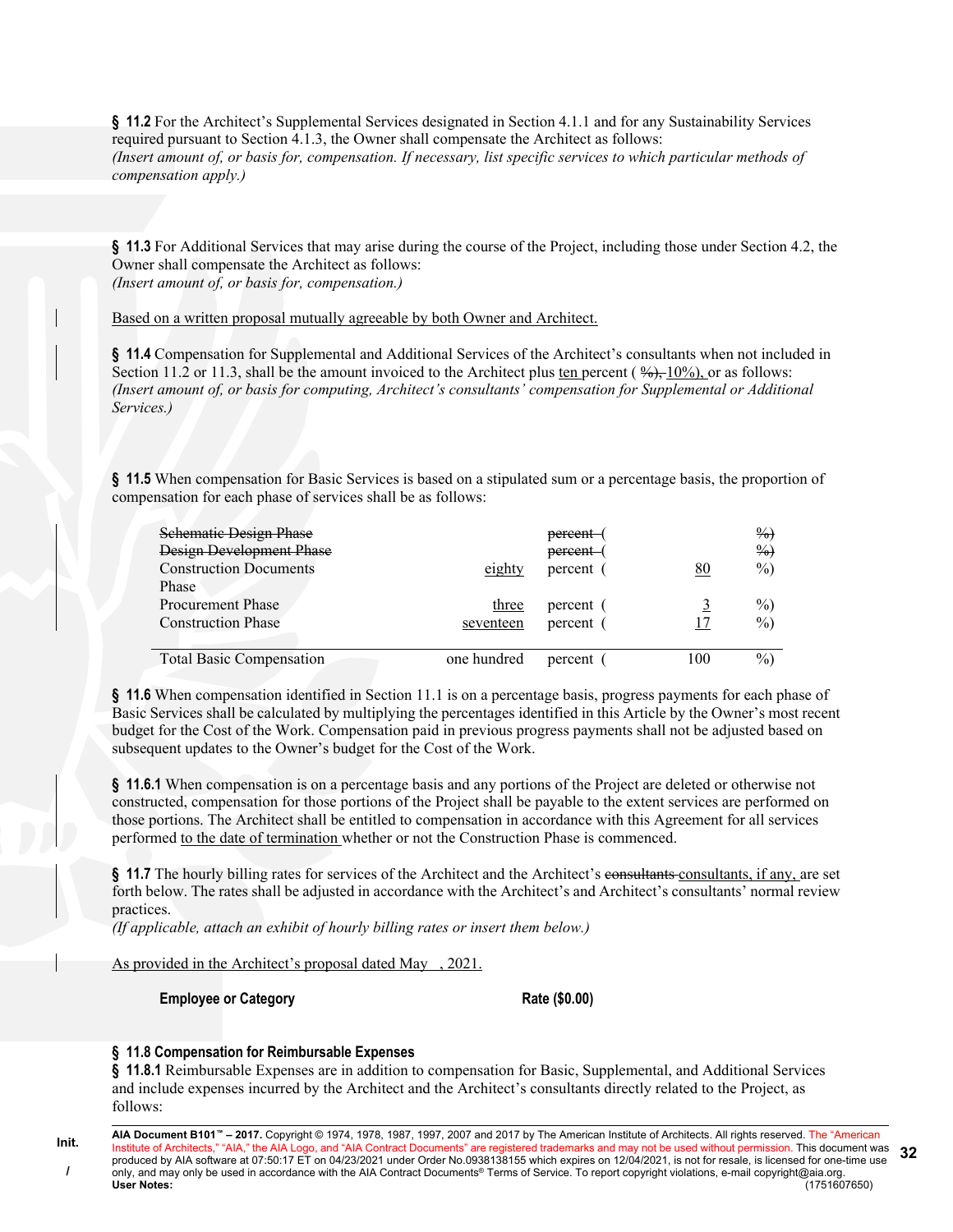**§ 11.2** For the Architect's Supplemental Services designated in Section 4.1.1 and for any Sustainability Services required pursuant to Section 4.1.3, the Owner shall compensate the Architect as follows:
*(Insert amount of, or basis for, compensation. If necessary, list specific services to which particular methods of compensation apply.)*

**§ 11.3** For Additional Services that may arise during the course of the Project, including those under Section 4.2, the Owner shall compensate the Architect as follows:
*(Insert amount of, or basis for, compensation.)*

Based on a written proposal mutually agreeable by both Owner and Architect.

**§ 11.4** Compensation for Supplemental and Additional Services of the Architect's consultants when not included in Section 11.2 or 11.3, shall be the amount invoiced to the Architect plus ten percent ( ~~%),~~ 10%), or as follows:
*(Insert amount of, or basis for computing, Architect's consultants' compensation for Supplemental or Additional Services.)*

**§ 11.5** When compensation for Basic Services is based on a stipulated sum or a percentage basis, the proportion of compensation for each phase of services shall be as follows:

| | | | | |
|---|---|---|---|---|
| ~~Schematic Design Phase~~ | | ~~percent (~~ | | ~~%)~~ |
| ~~Design Development Phase~~ | | ~~percent (~~ | | ~~%)~~ |
| Construction Documents Phase | eighty | percent ( | 80 | %) |
| Procurement Phase | three | percent ( | 3 | %) |
| Construction Phase | seventeen | percent ( | 17 | %) |
| Total Basic Compensation | one hundred | percent ( | 100 | %) |

**§ 11.6** When compensation identified in Section 11.1 is on a percentage basis, progress payments for each phase of Basic Services shall be calculated by multiplying the percentages identified in this Article by the Owner's most recent budget for the Cost of the Work. Compensation paid in previous progress payments shall not be adjusted based on subsequent updates to the Owner's budget for the Cost of the Work.

**§ 11.6.1** When compensation is on a percentage basis and any portions of the Project are deleted or otherwise not constructed, compensation for those portions of the Project shall be payable to the extent services are performed on those portions. The Architect shall be entitled to compensation in accordance with this Agreement for all services performed to the date of termination whether or not the Construction Phase is commenced.

**§ 11.7** The hourly billing rates for services of the Architect and the Architect's ~~consultants~~ consultants, if any, are set forth below. The rates shall be adjusted in accordance with the Architect's and Architect's consultants' normal review practices.
*(If applicable, attach an exhibit of hourly billing rates or insert them below.)*

As provided in the Architect's proposal dated May , 2021.

| Employee or Category | Rate ($0.00) |
|---|---|

### § 11.8 Compensation for Reimbursable Expenses

**§ 11.8.1** Reimbursable Expenses are in addition to compensation for Basic, Supplemental, and Additional Services and include expenses incurred by the Architect and the Architect's consultants directly related to the Project, as follows: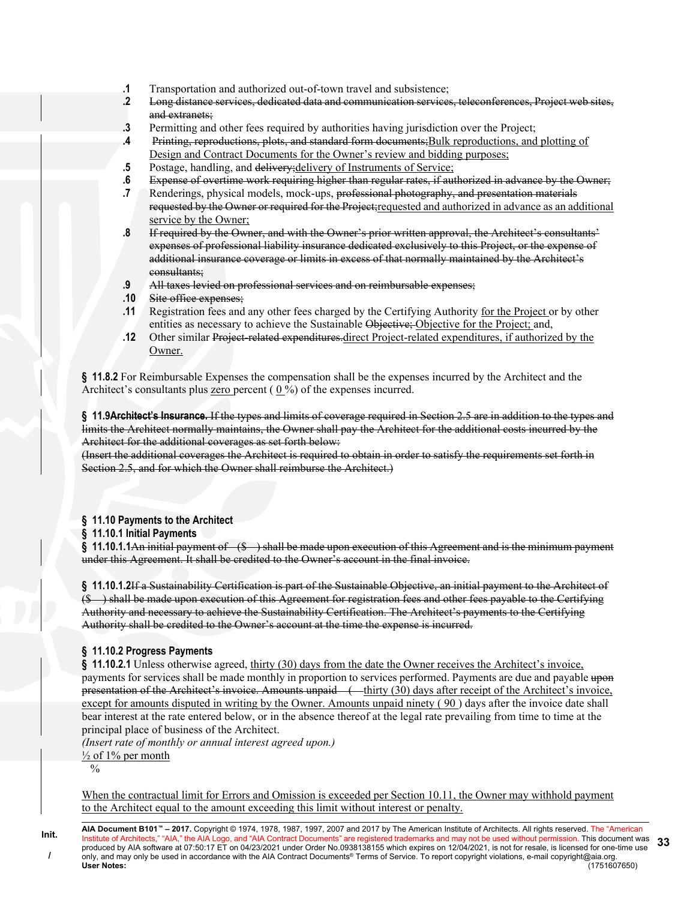**.1** Transportation and authorized out-of-town travel and subsistence;

**.2** ~~Long distance services, dedicated data and communication services, teleconferences, Project web sites, and extranets;~~

**.3** Permitting and other fees required by authorities having jurisdiction over the Project;

**.4** ~~Printing, reproductions, plots, and standard form documents;~~Bulk reproductions, and plotting of Design and Contract Documents for the Owner's review and bidding purposes;

**.5** Postage, handling, and ~~delivery;~~delivery of Instruments of Service;

**.6** ~~Expense of overtime work requiring higher than regular rates, if authorized in advance by the Owner;~~

**.7** Renderings, physical models, mock-ups, ~~professional photography, and presentation materials requested by the Owner or required for the Project;~~requested and authorized in advance as an additional service by the Owner;

**.8** ~~If required by the Owner, and with the Owner's prior written approval, the Architect's consultants' expenses of professional liability insurance dedicated exclusively to this Project, or the expense of additional insurance coverage or limits in excess of that normally maintained by the Architect's consultants;~~

**.9** ~~All taxes levied on professional services and on reimbursable expenses;~~

**.10** ~~Site office expenses;~~

**.11** Registration fees and any other fees charged by the Certifying Authority for the Project or by other entities as necessary to achieve the Sustainable ~~Objective;~~ Objective for the Project; and,

**.12** Other similar ~~Project-related expenditures.~~direct Project-related expenditures, if authorized by the Owner.

**§ 11.8.2** For Reimbursable Expenses the compensation shall be the expenses incurred by the Architect and the Architect's consultants plus zero percent ( 0 %) of the expenses incurred.

**§ 11.9~~Architect's Insurance.~~** ~~If the types and limits of coverage required in Section 2.5 are in addition to the types and limits the Architect normally maintains, the Owner shall pay the Architect for the additional costs incurred by the Architect for the additional coverages as set forth below:~~
~~*(Insert the additional coverages the Architect is required to obtain in order to satisfy the requirements set forth in Section 2.5, and for which the Owner shall reimburse the Architect.)*~~

**§ 11.10 Payments to the Architect**

**§ 11.10.1 Initial Payments**

**§ 11.10.1.1**~~An initial payment of ($ ) shall be made upon execution of this Agreement and is the minimum payment under this Agreement. It shall be credited to the Owner's account in the final invoice.~~

**§ 11.10.1.2**~~If a Sustainability Certification is part of the Sustainable Objective, an initial payment to the Architect of ($ ) shall be made upon execution of this Agreement for registration fees and other fees payable to the Certifying Authority and necessary to achieve the Sustainability Certification. The Architect's payments to the Certifying Authority shall be credited to the Owner's account at the time the expense is incurred.~~

**§ 11.10.2 Progress Payments**

**§ 11.10.2.1** Unless otherwise agreed, thirty (30) days from the date the Owner receives the Architect's invoice, payments for services shall be made monthly in proportion to services performed. Payments are due and payable ~~upon presentation of the Architect's invoice. Amounts unpaid ( ~~thirty (30) days after receipt of the Architect's invoice, except for amounts disputed in writing by the Owner. Amounts unpaid ninety ( 90 ) days after the invoice date shall bear interest at the rate entered below, or in the absence thereof at the legal rate prevailing from time to time at the principal place of business of the Architect.
*(Insert rate of monthly or annual interest agreed upon.)*

½ of 1% per month
%

When the contractual limit for Errors and Omission is exceeded per Section 10.11, the Owner may withhold payment to the Architect equal to the amount exceeding this limit without interest or penalty.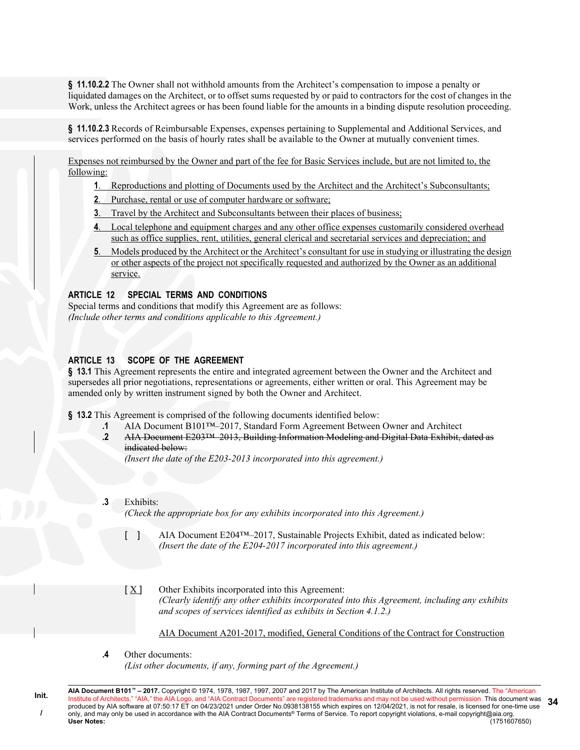**§ 11.10.2.2** The Owner shall not withhold amounts from the Architect's compensation to impose a penalty or liquidated damages on the Architect, or to offset sums requested by or paid to contractors for the cost of changes in the Work, unless the Architect agrees or has been found liable for the amounts in a binding dispute resolution proceeding.

**§ 11.10.2.3** Records of Reimbursable Expenses, expenses pertaining to Supplemental and Additional Services, and services performed on the basis of hourly rates shall be available to the Owner at mutually convenient times.

<u>Expenses not reimbursed by the Owner and part of the fee for Basic Services include, but are not limited to, the following:</u>

1. <u>Reproductions and plotting of Documents used by the Architect and the Architect's Subconsultants;</u>
2. <u>Purchase, rental or use of computer hardware or software;</u>
3. <u>Travel by the Architect and Subconsultants between their places of business;</u>
4. <u>Local telephone and equipment charges and any other office expenses customarily considered overhead such as office supplies, rent, utilities, general clerical and secretarial services and depreciation; and</u>
5. <u>Models produced by the Architect or the Architect's consultant for use in studying or illustrating the design or other aspects of the project not specifically requested and authorized by the Owner as an additional service.</u>

## ARTICLE 12 SPECIAL TERMS AND CONDITIONS

Special terms and conditions that modify this Agreement are as follows:
*(Include other terms and conditions applicable to this Agreement.)*

## ARTICLE 13 SCOPE OF THE AGREEMENT

**§ 13.1** This Agreement represents the entire and integrated agreement between the Owner and the Architect and supersedes all prior negotiations, representations or agreements, either written or oral. This Agreement may be amended only by written instrument signed by both the Owner and Architect.

**§ 13.2** This Agreement is comprised of the following documents identified below:

**.1** AIA Document B101™–2017, Standard Form Agreement Between Owner and Architect

**.2** ~~AIA Document E203™–2013, Building Information Modeling and Digital Data Exhibit, dated as indicated below:~~
*(Insert the date of the E203-2013 incorporated into this agreement.)*

**.3** Exhibits:
*(Check the appropriate box for any exhibits incorporated into this Agreement.)*

[ ] AIA Document E204™–2017, Sustainable Projects Exhibit, dated as indicated below:
*(Insert the date of the E204-2017 incorporated into this agreement.)*

[ <u>X</u> ] Other Exhibits incorporated into this Agreement:
*(Clearly identify any other exhibits incorporated into this Agreement, including any exhibits and scopes of services identified as exhibits in Section 4.1.2.)*

<u>AIA Document A201-2017, modified, General Conditions of the Contract for Construction</u>

**.4** Other documents:
*(List other documents, if any, forming part of the Agreement.)*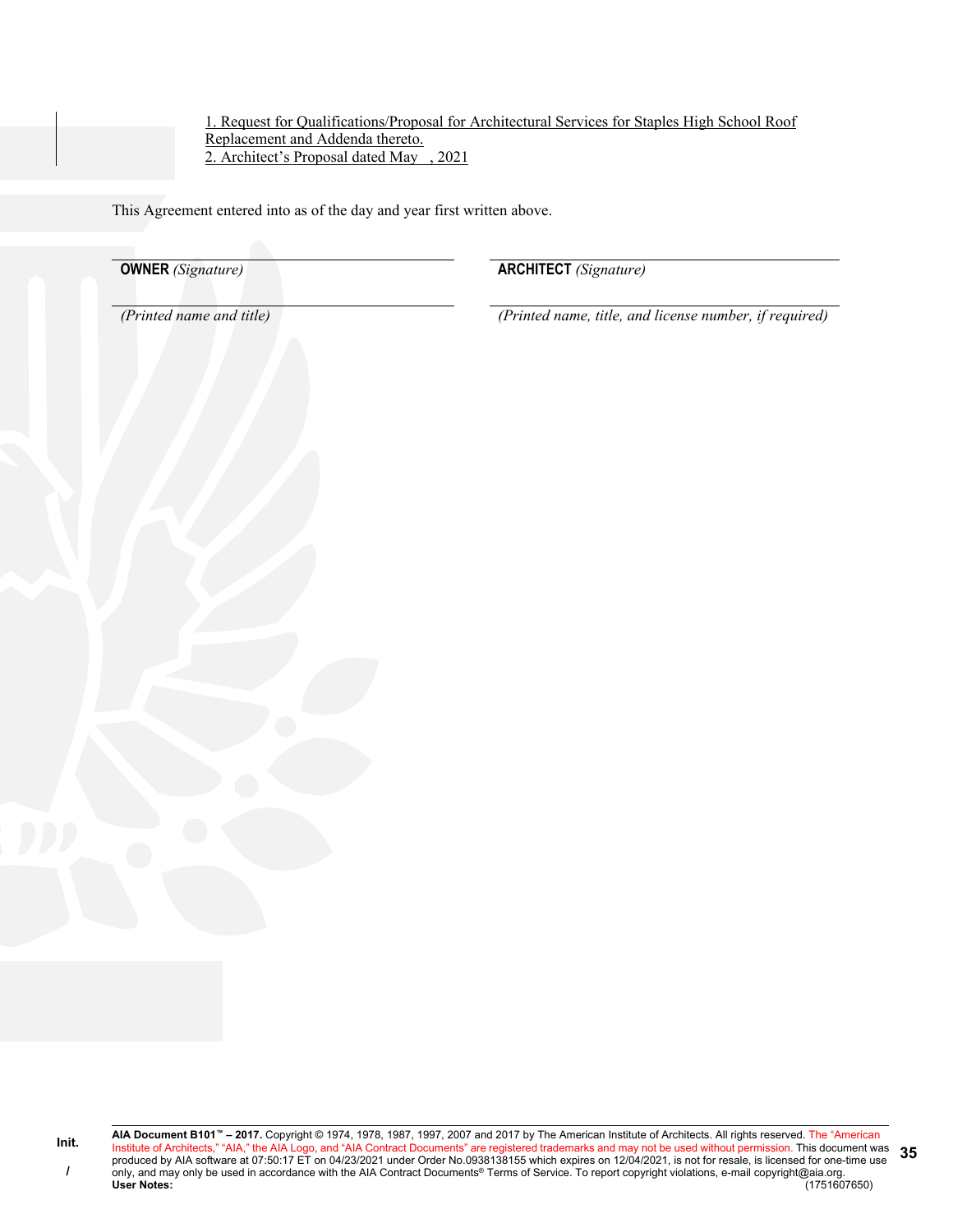1. Request for Qualifications/Proposal for Architectural Services for Staples High School Roof Replacement and Addenda thereto.
2. Architect's Proposal dated May , 2021

This Agreement entered into as of the day and year first written above.

| | |
|---|---|
| **OWNER** *(Signature)* | **ARCHITECT** *(Signature)* |
| *(Printed name and title)* | *(Printed name, title, and license number, if required)* |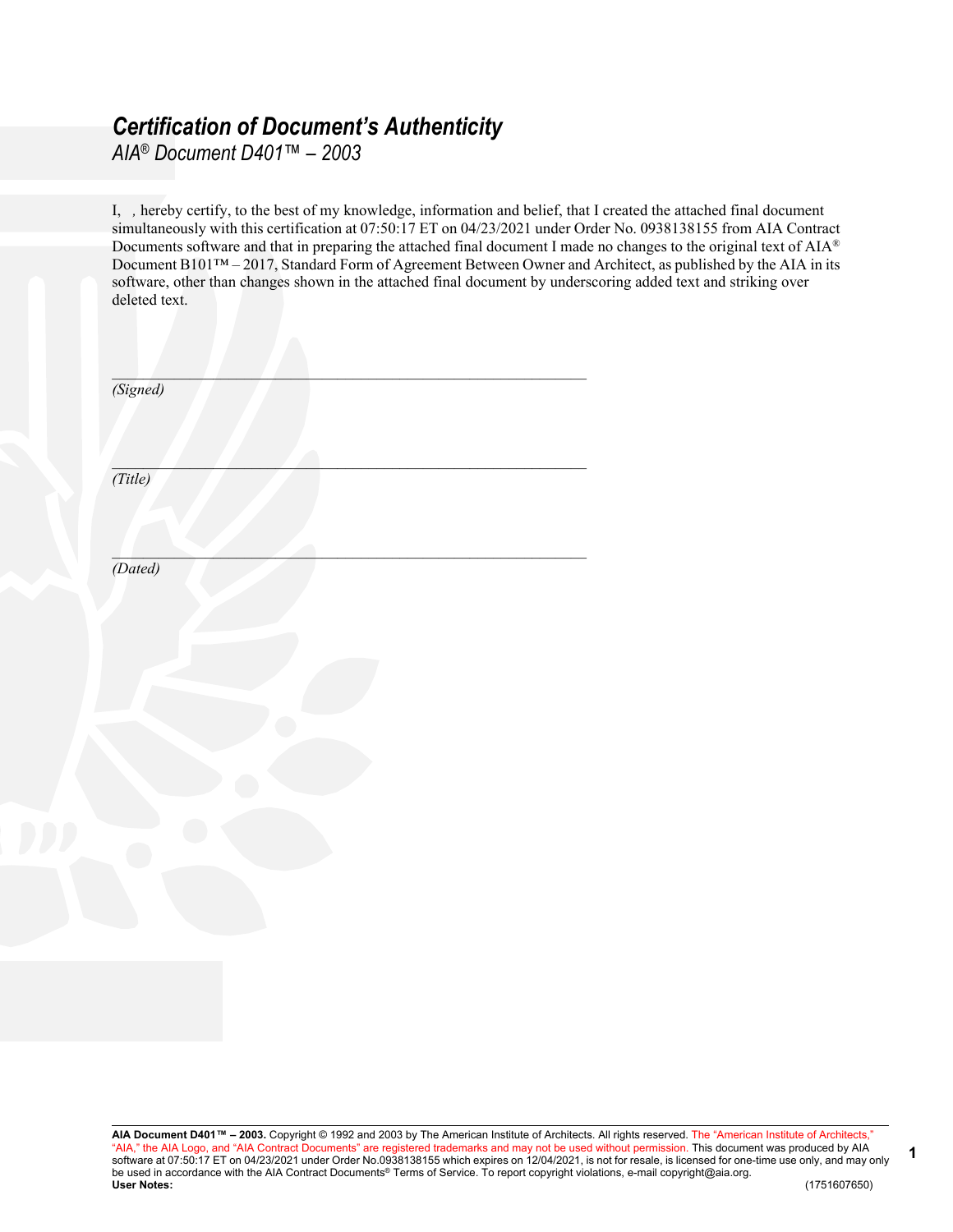# *Certification of Document's Authenticity*

*AIA® Document D401™ – 2003*

I, , hereby certify, to the best of my knowledge, information and belief, that I created the attached final document simultaneously with this certification at 07:50:17 ET on 04/23/2021 under Order No. 0938138155 from AIA Contract Documents software and that in preparing the attached final document I made no changes to the original text of AIA® Document B101™ – 2017, Standard Form of Agreement Between Owner and Architect, as published by the AIA in its software, other than changes shown in the attached final document by underscoring added text and striking over deleted text.

\_\_\_\_\_\_\_\_\_\_\_\_\_\_\_\_\_\_\_\_\_\_\_\_\_\_\_\_\_\_\_\_\_\_\_\_\_\_\_\_\_\_\_\_\_\_\_\_\_\_\_\_\_\_\_\_\_\_\_\_

*(Signed)*

\_\_\_\_\_\_\_\_\_\_\_\_\_\_\_\_\_\_\_\_\_\_\_\_\_\_\_\_\_\_\_\_\_\_\_\_\_\_\_\_\_\_\_\_\_\_\_\_\_\_\_\_\_\_\_\_\_\_\_\_

*(Title)*

\_\_\_\_\_\_\_\_\_\_\_\_\_\_\_\_\_\_\_\_\_\_\_\_\_\_\_\_\_\_\_\_\_\_\_\_\_\_\_\_\_\_\_\_\_\_\_\_\_\_\_\_\_\_\_\_\_\_\_\_

*(Dated)*